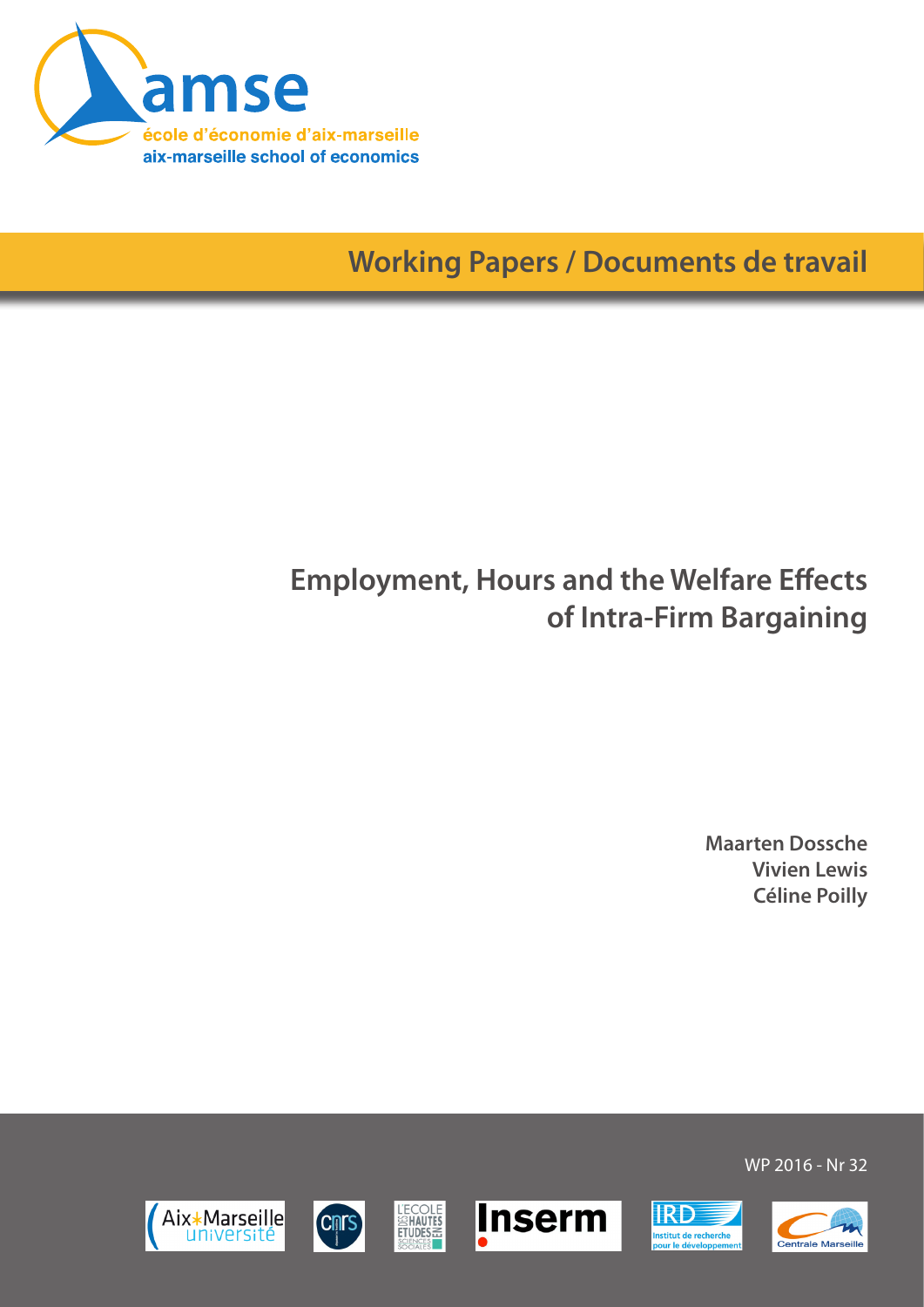amse

école d'économie d'aix-marseille

aix-marseille school of economics

Working Papers / Documents de travail

# Employment, Hours and the Welfare Effects of Intra-Firm Bargaining

**Maarten Dossche**
**Vivien Lewis**
**Céline Poilly**

WP 2016 - Nr 32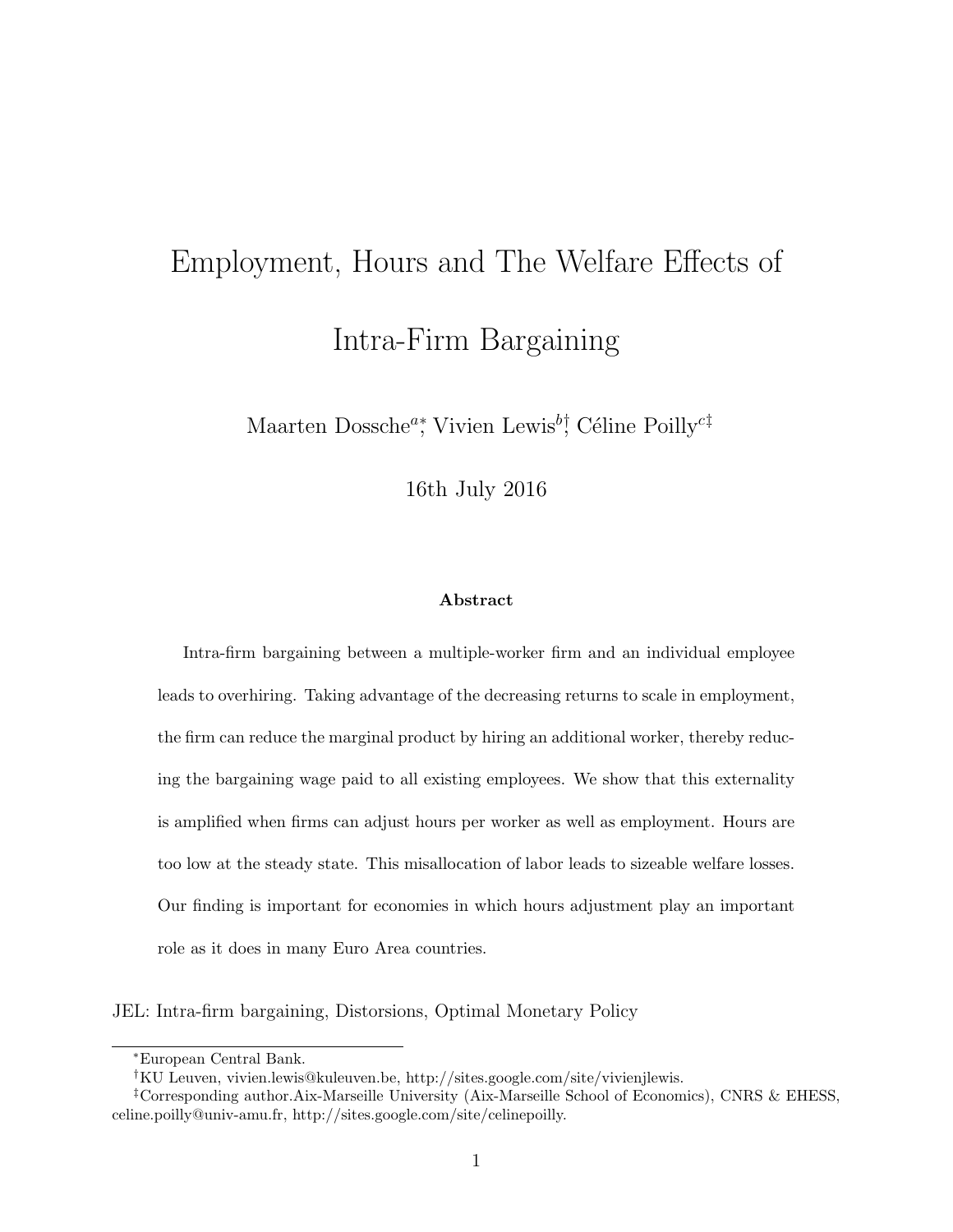# Employment, Hours and The Welfare Effects of Intra-Firm Bargaining

Maarten Dossche[a]*, Vivien Lewis[b]†, Céline Poilly[c]‡

16th July 2016

**Abstract**

Intra-firm bargaining between a multiple-worker firm and an individual employee leads to overhiring. Taking advantage of the decreasing returns to scale in employment, the firm can reduce the marginal product by hiring an additional worker, thereby reducing the bargaining wage paid to all existing employees. We show that this externality is amplified when firms can adjust hours per worker as well as employment. Hours are too low at the steady state. This misallocation of labor leads to sizeable welfare losses. Our finding is important for economies in which hours adjustment play an important role as it does in many Euro Area countries.

JEL: Intra-firm bargaining, Distorsions, Optimal Monetary Policy

---

*European Central Bank.

†KU Leuven, vivien.lewis@kuleuven.be, http://sites.google.com/site/vivienjlewis.

‡Corresponding author.Aix-Marseille University (Aix-Marseille School of Economics), CNRS & EHESS, celine.poilly@univ-amu.fr, http://sites.google.com/site/celinepoilly.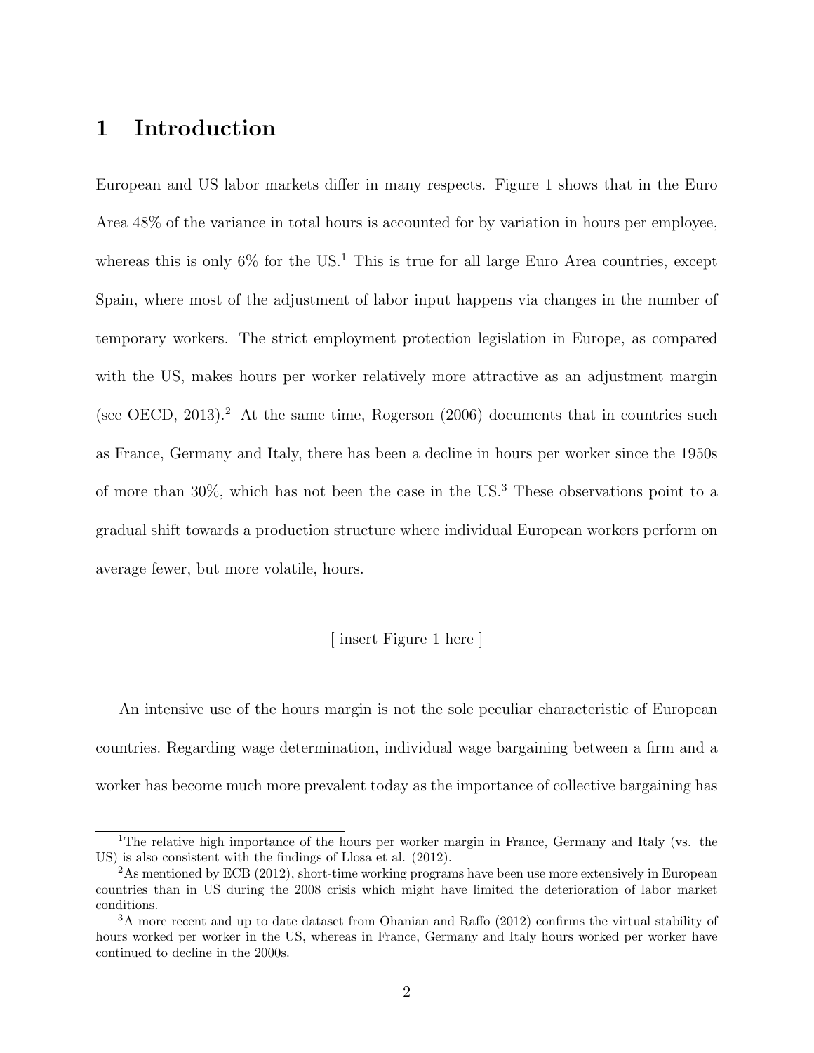# 1 Introduction

European and US labor markets differ in many respects. Figure 1 shows that in the Euro Area 48% of the variance in total hours is accounted for by variation in hours per employee, whereas this is only 6% for the US.[1] This is true for all large Euro Area countries, except Spain, where most of the adjustment of labor input happens via changes in the number of temporary workers. The strict employment protection legislation in Europe, as compared with the US, makes hours per worker relatively more attractive as an adjustment margin (see OECD, 2013).[2] At the same time, Rogerson (2006) documents that in countries such as France, Germany and Italy, there has been a decline in hours per worker since the 1950s of more than 30%, which has not been the case in the US.[3] These observations point to a gradual shift towards a production structure where individual European workers perform on average fewer, but more volatile, hours.

[ insert Figure 1 here ]

An intensive use of the hours margin is not the sole peculiar characteristic of European countries. Regarding wage determination, individual wage bargaining between a firm and a worker has become much more prevalent today as the importance of collective bargaining has

---

[1] The relative high importance of the hours per worker margin in France, Germany and Italy (vs. the US) is also consistent with the findings of Llosa et al. (2012).

[2] As mentioned by ECB (2012), short-time working programs have been use more extensively in European countries than in US during the 2008 crisis which might have limited the deterioration of labor market conditions.

[3] A more recent and up to date dataset from Ohanian and Raffo (2012) confirms the virtual stability of hours worked per worker in the US, whereas in France, Germany and Italy hours worked per worker have continued to decline in the 2000s.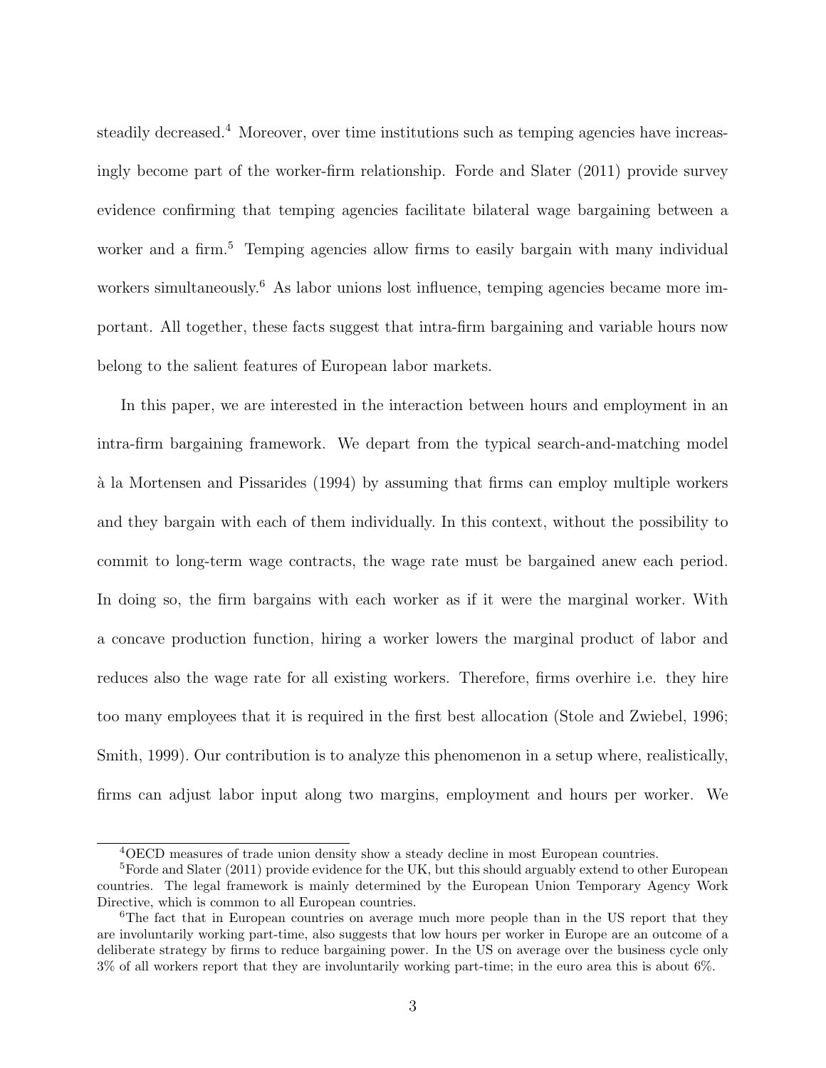steadily decreased.[4] Moreover, over time institutions such as temping agencies have increasingly become part of the worker-firm relationship. Forde and Slater (2011) provide survey evidence confirming that temping agencies facilitate bilateral wage bargaining between a worker and a firm.[5] Temping agencies allow firms to easily bargain with many individual workers simultaneously.[6] As labor unions lost influence, temping agencies became more important. All together, these facts suggest that intra-firm bargaining and variable hours now belong to the salient features of European labor markets.

In this paper, we are interested in the interaction between hours and employment in an intra-firm bargaining framework. We depart from the typical search-and-matching model à la Mortensen and Pissarides (1994) by assuming that firms can employ multiple workers and they bargain with each of them individually. In this context, without the possibility to commit to long-term wage contracts, the wage rate must be bargained anew each period. In doing so, the firm bargains with each worker as if it were the marginal worker. With a concave production function, hiring a worker lowers the marginal product of labor and reduces also the wage rate for all existing workers. Therefore, firms overhire i.e. they hire too many employees that it is required in the first best allocation (Stole and Zwiebel, 1996; Smith, 1999). Our contribution is to analyze this phenomenon in a setup where, realistically, firms can adjust labor input along two margins, employment and hours per worker. We

[4] OECD measures of trade union density show a steady decline in most European countries.

[5] Forde and Slater (2011) provide evidence for the UK, but this should arguably extend to other European countries. The legal framework is mainly determined by the European Union Temporary Agency Work Directive, which is common to all European countries.

[6] The fact that in European countries on average much more people than in the US report that they are involuntarily working part-time, also suggests that low hours per worker in Europe are an outcome of a deliberate strategy by firms to reduce bargaining power. In the US on average over the business cycle only 3% of all workers report that they are involuntarily working part-time; in the euro area this is about 6%.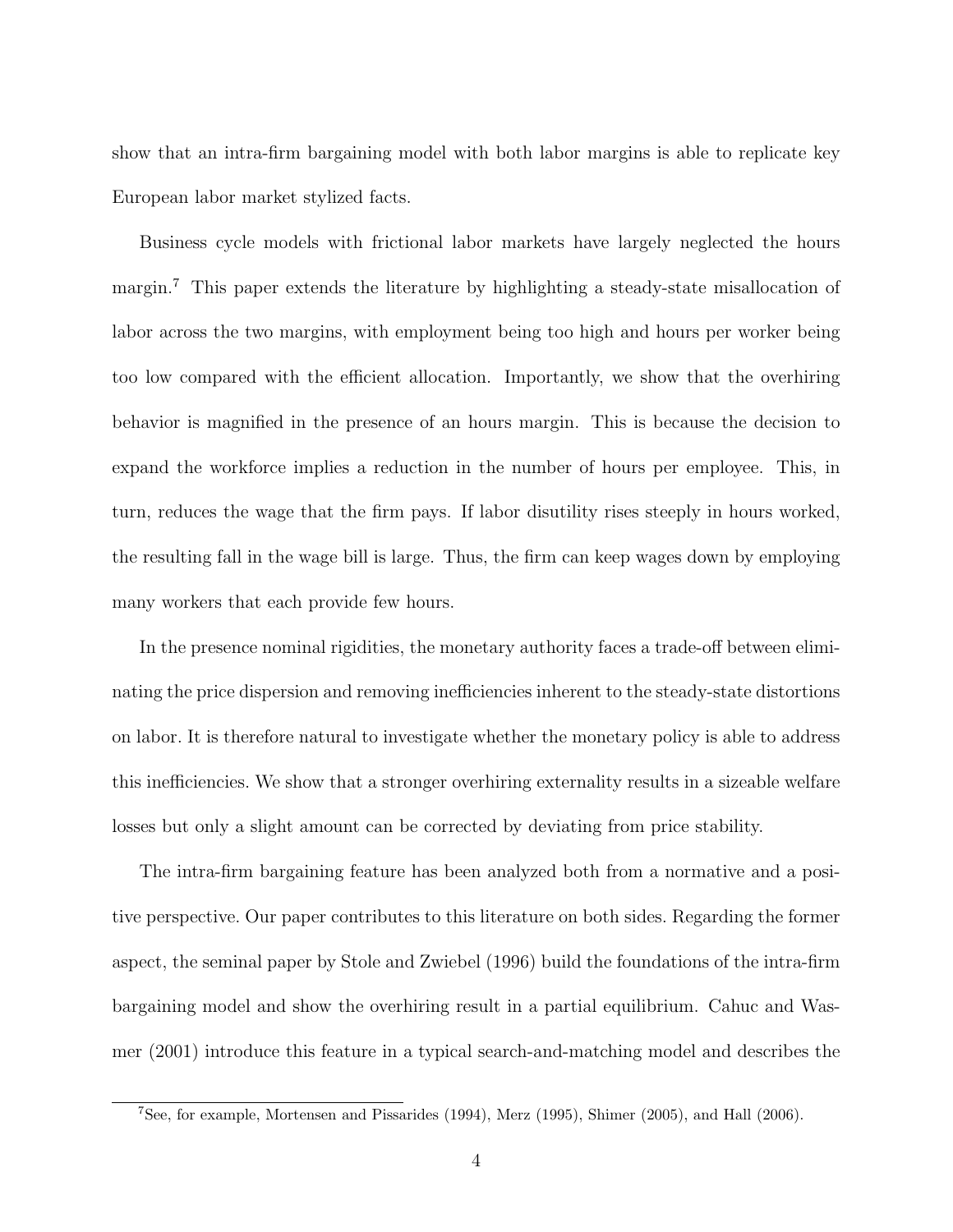show that an intra-firm bargaining model with both labor margins is able to replicate key European labor market stylized facts.

Business cycle models with frictional labor markets have largely neglected the hours margin.[7] This paper extends the literature by highlighting a steady-state misallocation of labor across the two margins, with employment being too high and hours per worker being too low compared with the efficient allocation. Importantly, we show that the overhiring behavior is magnified in the presence of an hours margin. This is because the decision to expand the workforce implies a reduction in the number of hours per employee. This, in turn, reduces the wage that the firm pays. If labor disutility rises steeply in hours worked, the resulting fall in the wage bill is large. Thus, the firm can keep wages down by employing many workers that each provide few hours.

In the presence nominal rigidities, the monetary authority faces a trade-off between eliminating the price dispersion and removing inefficiencies inherent to the steady-state distortions on labor. It is therefore natural to investigate whether the monetary policy is able to address this inefficiencies. We show that a stronger overhiring externality results in a sizeable welfare losses but only a slight amount can be corrected by deviating from price stability.

The intra-firm bargaining feature has been analyzed both from a normative and a positive perspective. Our paper contributes to this literature on both sides. Regarding the former aspect, the seminal paper by Stole and Zwiebel (1996) build the foundations of the intra-firm bargaining model and show the overhiring result in a partial equilibrium. Cahuc and Wasmer (2001) introduce this feature in a typical search-and-matching model and describes the

[7] See, for example, Mortensen and Pissarides (1994), Merz (1995), Shimer (2005), and Hall (2006).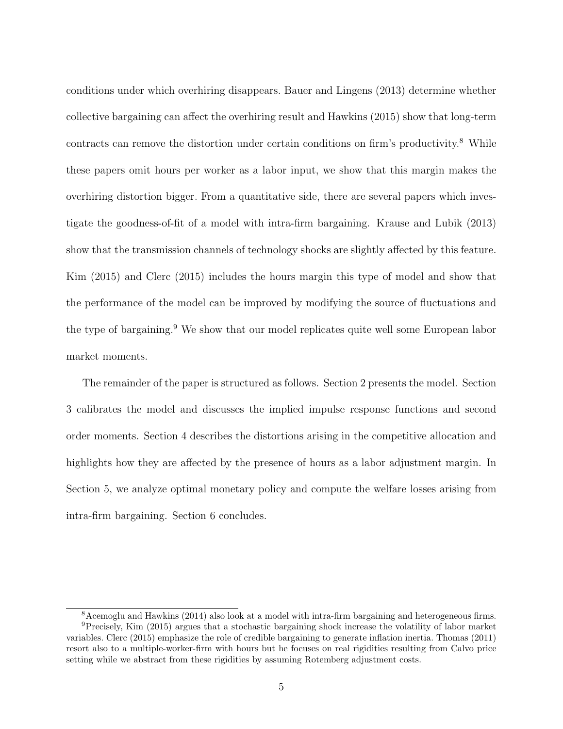conditions under which overhiring disappears. Bauer and Lingens (2013) determine whether collective bargaining can affect the overhiring result and Hawkins (2015) show that long-term contracts can remove the distortion under certain conditions on firm's productivity.[8] While these papers omit hours per worker as a labor input, we show that this margin makes the overhiring distortion bigger. From a quantitative side, there are several papers which investigate the goodness-of-fit of a model with intra-firm bargaining. Krause and Lubik (2013) show that the transmission channels of technology shocks are slightly affected by this feature. Kim (2015) and Clerc (2015) includes the hours margin this type of model and show that the performance of the model can be improved by modifying the source of fluctuations and the type of bargaining.[9] We show that our model replicates quite well some European labor market moments.

The remainder of the paper is structured as follows. Section 2 presents the model. Section 3 calibrates the model and discusses the implied impulse response functions and second order moments. Section 4 describes the distortions arising in the competitive allocation and highlights how they are affected by the presence of hours as a labor adjustment margin. In Section 5, we analyze optimal monetary policy and compute the welfare losses arising from intra-firm bargaining. Section 6 concludes.

[8] Acemoglu and Hawkins (2014) also look at a model with intra-firm bargaining and heterogeneous firms.

[9] Precisely, Kim (2015) argues that a stochastic bargaining shock increase the volatility of labor market variables. Clerc (2015) emphasize the role of credible bargaining to generate inflation inertia. Thomas (2011) resort also to a multiple-worker-firm with hours but he focuses on real rigidities resulting from Calvo price setting while we abstract from these rigidities by assuming Rotemberg adjustment costs.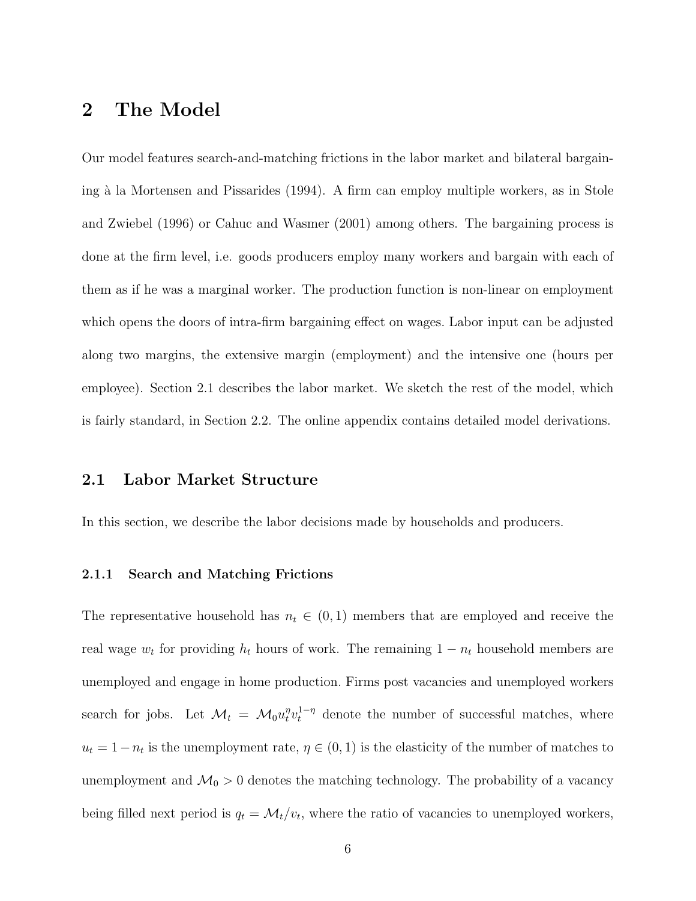## 2 The Model

Our model features search-and-matching frictions in the labor market and bilateral bargaining à la Mortensen and Pissarides (1994). A firm can employ multiple workers, as in Stole and Zwiebel (1996) or Cahuc and Wasmer (2001) among others. The bargaining process is done at the firm level, i.e. goods producers employ many workers and bargain with each of them as if he was a marginal worker. The production function is non-linear on employment which opens the doors of intra-firm bargaining effect on wages. Labor input can be adjusted along two margins, the extensive margin (employment) and the intensive one (hours per employee). Section 2.1 describes the labor market. We sketch the rest of the model, which is fairly standard, in Section 2.2. The online appendix contains detailed model derivations.

### 2.1 Labor Market Structure

In this section, we describe the labor decisions made by households and producers.

#### 2.1.1 Search and Matching Frictions

The representative household has $n_t \in (0, 1)$ members that are employed and receive the real wage $w_t$ for providing $h_t$ hours of work. The remaining $1 - n_t$ household members are unemployed and engage in home production. Firms post vacancies and unemployed workers search for jobs. Let $\mathcal{M}_t = \mathcal{M}_0 u_t^{\eta} v_t^{1-\eta}$ denote the number of successful matches, where $u_t = 1 - n_t$ is the unemployment rate, $\eta \in (0, 1)$ is the elasticity of the number of matches to unemployment and $\mathcal{M}_0 > 0$ denotes the matching technology. The probability of a vacancy being filled next period is $q_t = \mathcal{M}_t / v_t$, where the ratio of vacancies to unemployed workers,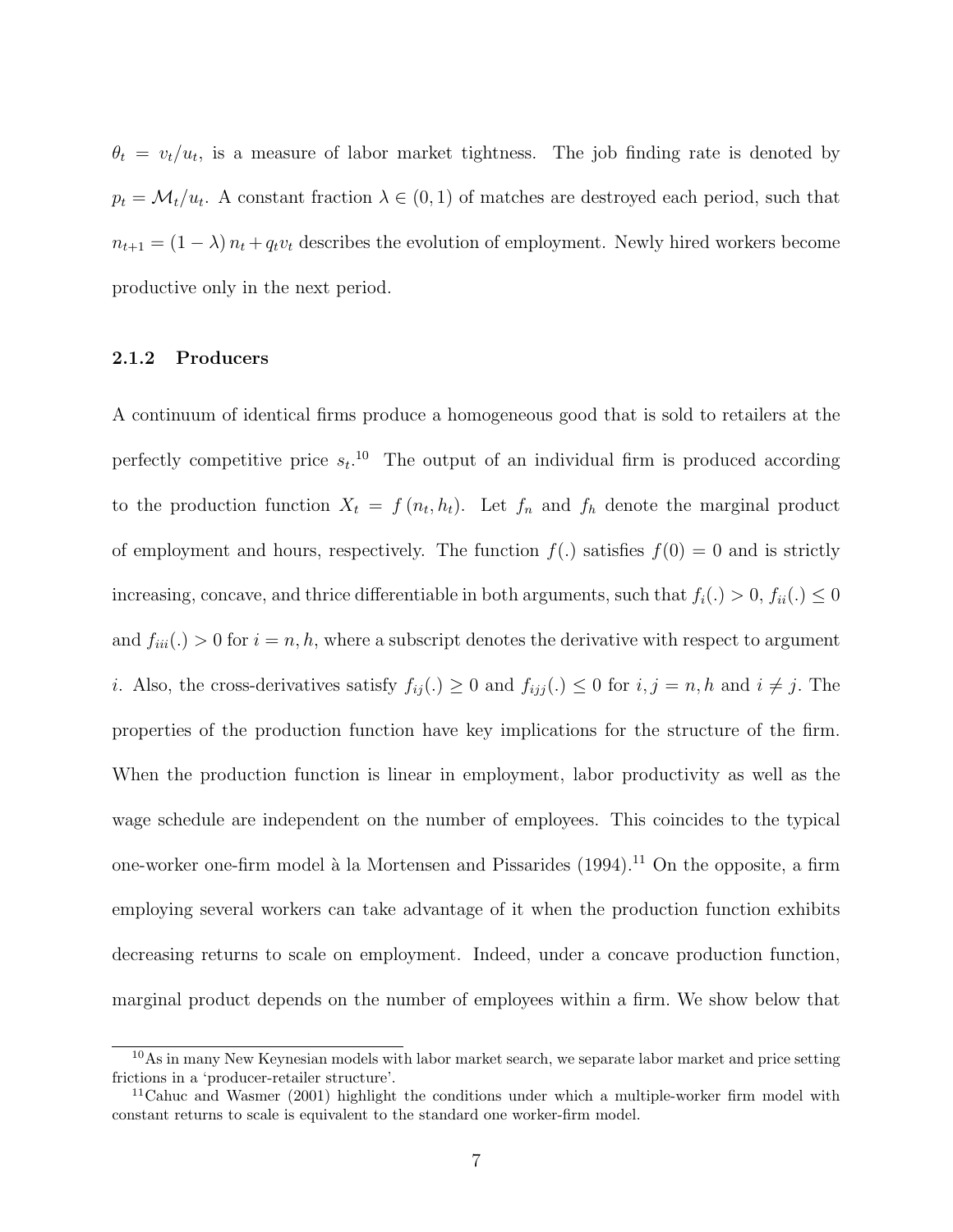$\theta_t = v_t/u_t$, is a measure of labor market tightness. The job finding rate is denoted by $p_t = \mathcal{M}_t/u_t$. A constant fraction $\lambda \in (0, 1)$ of matches are destroyed each period, such that $n_{t+1} = (1 - \lambda) n_t + q_t v_t$ describes the evolution of employment. Newly hired workers become productive only in the next period.

### 2.1.2 Producers

A continuum of identical firms produce a homogeneous good that is sold to retailers at the perfectly competitive price $s_t$.[10] The output of an individual firm is produced according to the production function $X_t = f(n_t, h_t)$. Let $f_n$ and $f_h$ denote the marginal product of employment and hours, respectively. The function $f(.)$ satisfies $f(0) = 0$ and is strictly increasing, concave, and thrice differentiable in both arguments, such that $f_i(.) > 0$, $f_{ii}(.) \leq 0$ and $f_{iii}(.) > 0$ for $i = n, h$, where a subscript denotes the derivative with respect to argument $i$. Also, the cross-derivatives satisfy $f_{ij}(.) \geq 0$ and $f_{ijj}(.) \leq 0$ for $i, j = n, h$ and $i \neq j$. The properties of the production function have key implications for the structure of the firm. When the production function is linear in employment, labor productivity as well as the wage schedule are independent on the number of employees. This coincides to the typical one-worker one-firm model à la Mortensen and Pissarides (1994).[11] On the opposite, a firm employing several workers can take advantage of it when the production function exhibits decreasing returns to scale on employment. Indeed, under a concave production function, marginal product depends on the number of employees within a firm. We show below that

[10] As in many New Keynesian models with labor market search, we separate labor market and price setting frictions in a 'producer-retailer structure'.

[11] Cahuc and Wasmer (2001) highlight the conditions under which a multiple-worker firm model with constant returns to scale is equivalent to the standard one worker-firm model.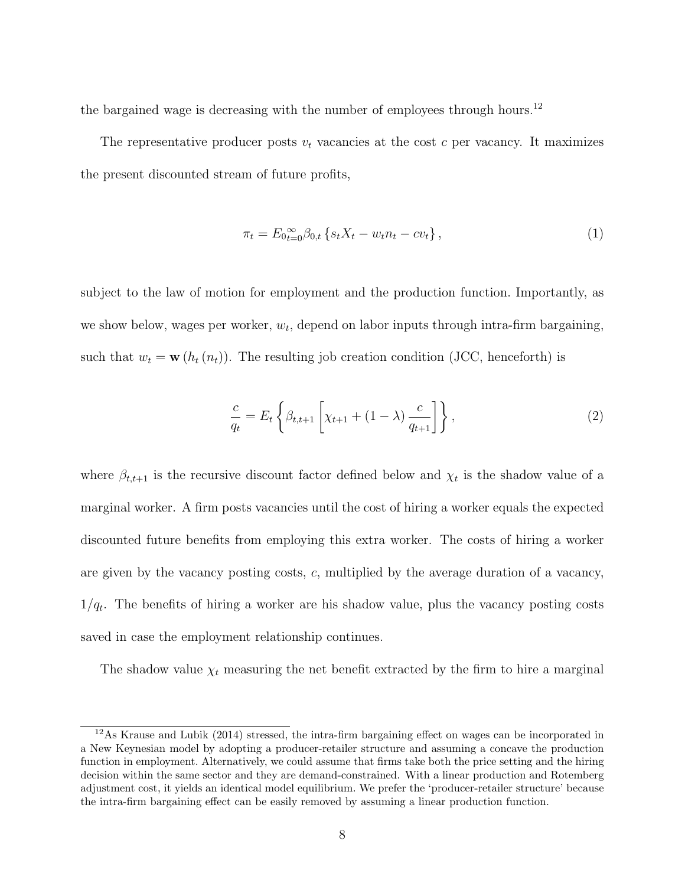the bargained wage is decreasing with the number of employees through hours.[12]

The representative producer posts $v_t$ vacancies at the cost $c$ per vacancy. It maximizes the present discounted stream of future profits,

$$\pi_t = E_0 {}_{t=0}^{\infty} \beta_{0,t} \left\{ s_t X_t - w_t n_t - c v_t \right\}, \tag{1}$$

subject to the law of motion for employment and the production function. Importantly, as we show below, wages per worker, $w_t$, depend on labor inputs through intra-firm bargaining, such that $w_t = \mathbf{w}\left(h_t\left(n_t\right)\right)$. The resulting job creation condition (JCC, henceforth) is

$$\frac{c}{q_t} = E_t \left\{ \beta_{t,t+1} \left[ \chi_{t+1} + (1-\lambda) \frac{c}{q_{t+1}} \right] \right\}, \tag{2}$$

where $\beta_{t,t+1}$ is the recursive discount factor defined below and $\chi_t$ is the shadow value of a marginal worker. A firm posts vacancies until the cost of hiring a worker equals the expected discounted future benefits from employing this extra worker. The costs of hiring a worker are given by the vacancy posting costs, $c$, multiplied by the average duration of a vacancy, $1/q_t$. The benefits of hiring a worker are his shadow value, plus the vacancy posting costs saved in case the employment relationship continues.

The shadow value $\chi_t$ measuring the net benefit extracted by the firm to hire a marginal

[12] As Krause and Lubik (2014) stressed, the intra-firm bargaining effect on wages can be incorporated in a New Keynesian model by adopting a producer-retailer structure and assuming a concave the production function in employment. Alternatively, we could assume that firms take both the price setting and the hiring decision within the same sector and they are demand-constrained. With a linear production and Rotemberg adjustment cost, it yields an identical model equilibrium. We prefer the 'producer-retailer structure' because the intra-firm bargaining effect can be easily removed by assuming a linear production function.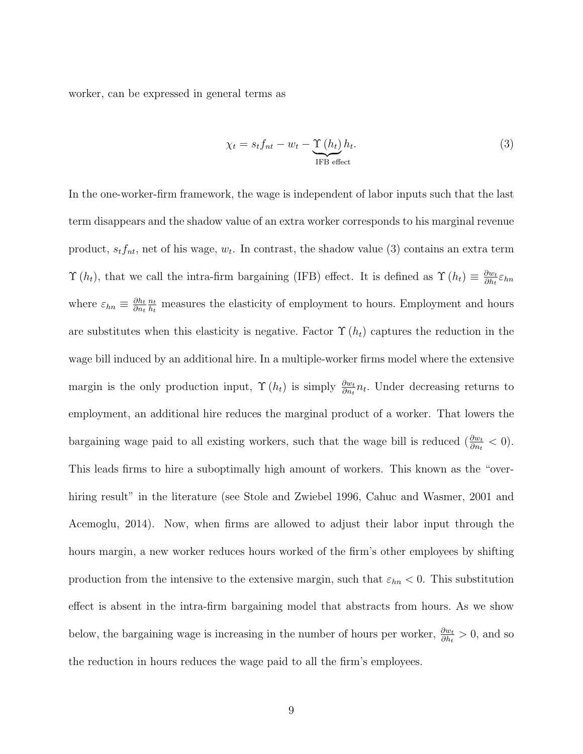worker, can be expressed in general terms as

$$\chi_t = s_t f_{nt} - w_t - \underbrace{\Upsilon\left(h_t\right)}_{\text{IFB effect}} h_t. \tag{3}$$

In the one-worker-firm framework, the wage is independent of labor inputs such that the last term disappears and the shadow value of an extra worker corresponds to his marginal revenue product, $s_t f_{nt}$, net of his wage, $w_t$. In contrast, the shadow value (3) contains an extra term $\Upsilon\left(h_t\right)$, that we call the intra-firm bargaining (IFB) effect. It is defined as $\Upsilon\left(h_t\right) \equiv \frac{\partial w_t}{\partial h_t}\varepsilon_{hn}$ where $\varepsilon_{hn} \equiv \frac{\partial h_t}{\partial n_t}\frac{n_t}{h_t}$ measures the elasticity of employment to hours. Employment and hours are substitutes when this elasticity is negative. Factor $\Upsilon\left(h_t\right)$ captures the reduction in the wage bill induced by an additional hire. In a multiple-worker firms model where the extensive margin is the only production input, $\Upsilon\left(h_t\right)$ is simply $\frac{\partial w_t}{\partial n_t}n_t$. Under decreasing returns to employment, an additional hire reduces the marginal product of a worker. That lowers the bargaining wage paid to all existing workers, such that the wage bill is reduced ($\frac{\partial w_t}{\partial n_t} < 0$). This leads firms to hire a suboptimally high amount of workers. This known as the "over-hiring result" in the literature (see Stole and Zwiebel 1996, Cahuc and Wasmer, 2001 and Acemoglu, 2014). Now, when firms are allowed to adjust their labor input through the hours margin, a new worker reduces hours worked of the firm's other employees by shifting production from the intensive to the extensive margin, such that $\varepsilon_{hn} < 0$. This substitution effect is absent in the intra-firm bargaining model that abstracts from hours. As we show below, the bargaining wage is increasing in the number of hours per worker, $\frac{\partial w_t}{\partial h_t} > 0$, and so the reduction in hours reduces the wage paid to all the firm's employees.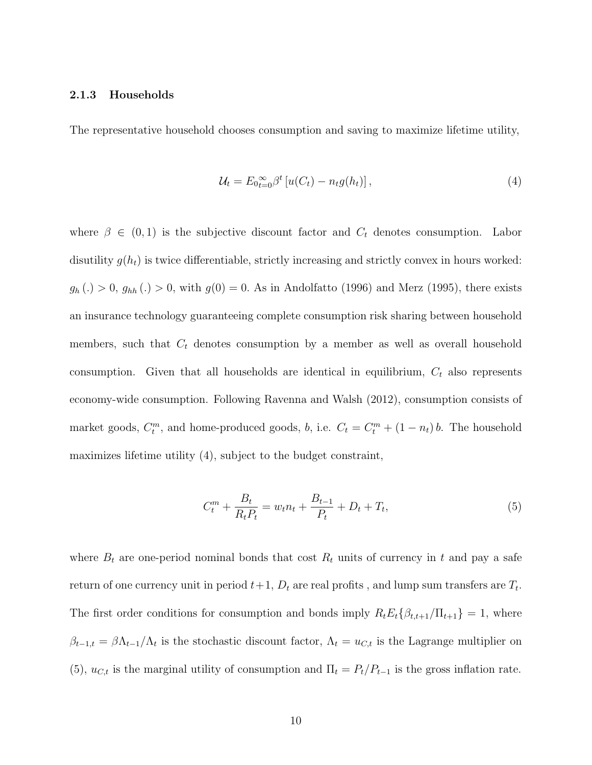### 2.1.3 Households

The representative household chooses consumption and saving to maximize lifetime utility,

$$\mathcal{U}_t = E_0 \sum_{t=0}^{\infty} \beta^t \left[ u(C_t) - n_t g(h_t) \right], \tag{4}$$

where $\beta \in (0,1)$ is the subjective discount factor and $C_t$ denotes consumption. Labor disutility $g(h_t)$ is twice differentiable, strictly increasing and strictly convex in hours worked: $g_h(.) > 0$, $g_{hh}(.) > 0$, with $g(0) = 0$. As in Andolfatto (1996) and Merz (1995), there exists an insurance technology guaranteeing complete consumption risk sharing between household members, such that $C_t$ denotes consumption by a member as well as overall household consumption. Given that all households are identical in equilibrium, $C_t$ also represents economy-wide consumption. Following Ravenna and Walsh (2012), consumption consists of market goods, $C_t^m$, and home-produced goods, $b$, i.e. $C_t = C_t^m + (1 - n_t) b$. The household maximizes lifetime utility (4), subject to the budget constraint,

$$C_t^m + \frac{B_t}{R_t P_t} = w_t n_t + \frac{B_{t-1}}{P_t} + D_t + T_t, \tag{5}$$

where $B_t$ are one-period nominal bonds that cost $R_t$ units of currency in $t$ and pay a safe return of one currency unit in period $t+1$, $D_t$ are real profits , and lump sum transfers are $T_t$. The first order conditions for consumption and bonds imply $R_t E_t\{\beta_{t,t+1}/\Pi_{t+1}\} = 1$, where $\beta_{t-1,t} = \beta \Lambda_{t-1}/\Lambda_t$ is the stochastic discount factor, $\Lambda_t = u_{C,t}$ is the Lagrange multiplier on (5), $u_{C,t}$ is the marginal utility of consumption and $\Pi_t = P_t/P_{t-1}$ is the gross inflation rate.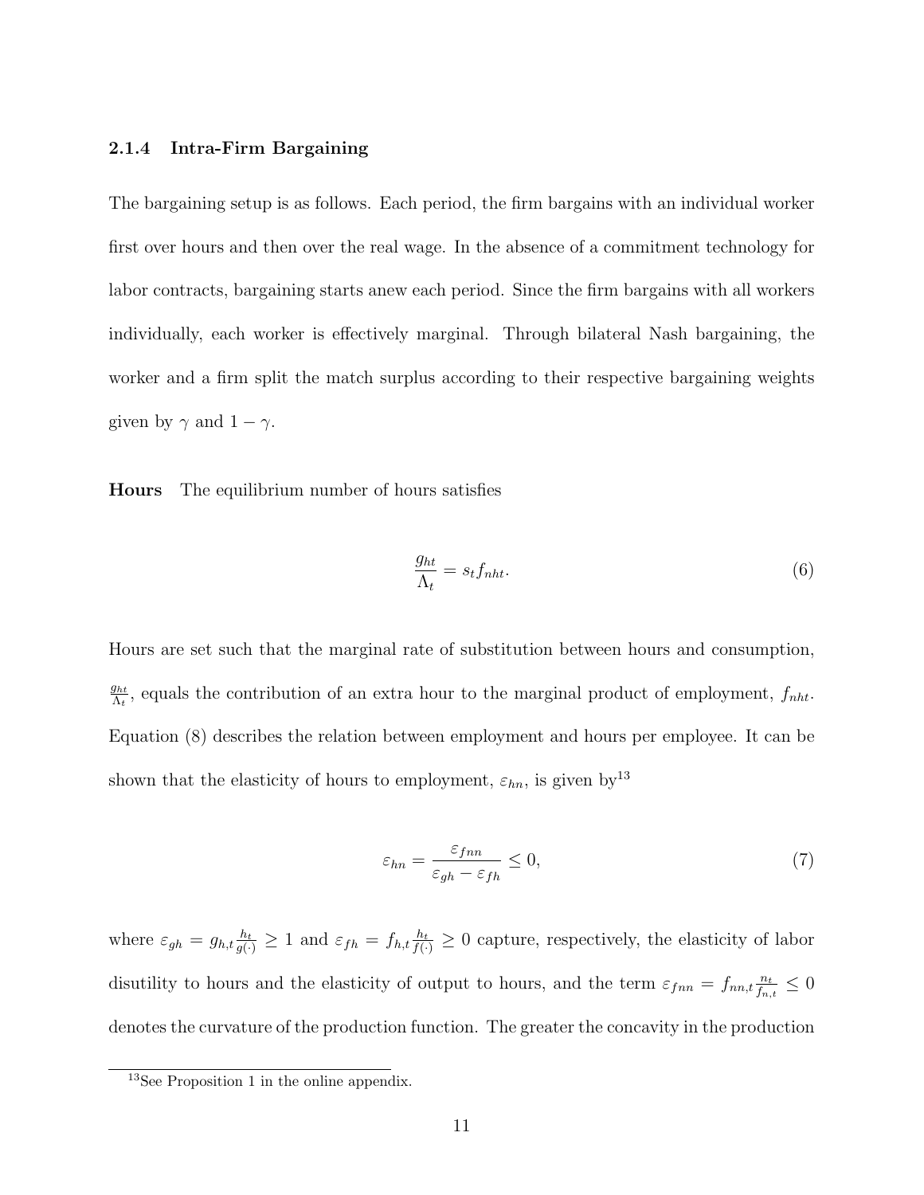### 2.1.4 Intra-Firm Bargaining

The bargaining setup is as follows. Each period, the firm bargains with an individual worker first over hours and then over the real wage. In the absence of a commitment technology for labor contracts, bargaining starts anew each period. Since the firm bargains with all workers individually, each worker is effectively marginal. Through bilateral Nash bargaining, the worker and a firm split the match surplus according to their respective bargaining weights given by $\gamma$ and $1-\gamma$.

**Hours** The equilibrium number of hours satisfies

$$\frac{g_{ht}}{\Lambda_t} = s_t f_{nht}. \tag{6}$$

Hours are set such that the marginal rate of substitution between hours and consumption, $\frac{g_{ht}}{\Lambda_t}$, equals the contribution of an extra hour to the marginal product of employment, $f_{nht}$. Equation (8) describes the relation between employment and hours per employee. It can be shown that the elasticity of hours to employment, $\varepsilon_{hn}$, is given by[13]

$$\varepsilon_{hn} = \frac{\varepsilon_{fnn}}{\varepsilon_{gh} - \varepsilon_{fh}} \leq 0, \tag{7}$$

where $\varepsilon_{gh} = g_{h,t}\frac{h_t}{g(\cdot)} \geq 1$ and $\varepsilon_{fh} = f_{h,t}\frac{h_t}{f(\cdot)} \geq 0$ capture, respectively, the elasticity of labor disutility to hours and the elasticity of output to hours, and the term $\varepsilon_{fnn} = f_{nn,t}\frac{n_t}{f_{n,t}} \leq 0$ denotes the curvature of the production function. The greater the concavity in the production

[13]See Proposition 1 in the online appendix.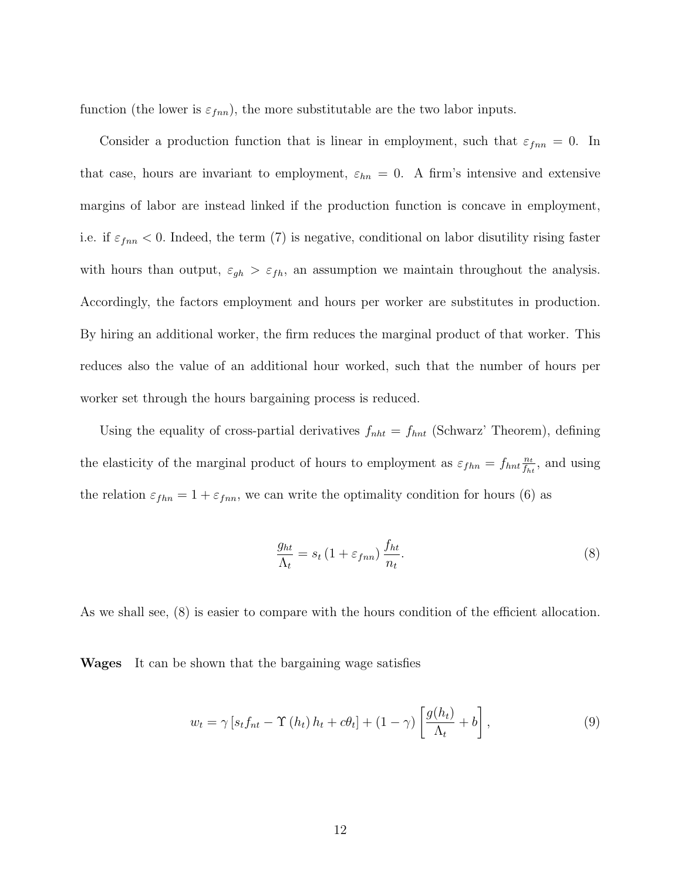function (the lower is $\varepsilon_{fnn}$), the more substitutable are the two labor inputs.

Consider a production function that is linear in employment, such that $\varepsilon_{fnn} = 0$. In that case, hours are invariant to employment, $\varepsilon_{hn} = 0$. A firm's intensive and extensive margins of labor are instead linked if the production function is concave in employment, i.e. if $\varepsilon_{fnn} < 0$. Indeed, the term (7) is negative, conditional on labor disutility rising faster with hours than output, $\varepsilon_{gh} > \varepsilon_{fh}$, an assumption we maintain throughout the analysis. Accordingly, the factors employment and hours per worker are substitutes in production. By hiring an additional worker, the firm reduces the marginal product of that worker. This reduces also the value of an additional hour worked, such that the number of hours per worker set through the hours bargaining process is reduced.

Using the equality of cross-partial derivatives $f_{nht} = f_{hnt}$ (Schwarz' Theorem), defining the elasticity of the marginal product of hours to employment as $\varepsilon_{fhn} = f_{hnt}\frac{n_t}{f_{ht}}$, and using the relation $\varepsilon_{fhn} = 1 + \varepsilon_{fnn}$, we can write the optimality condition for hours (6) as

$$\frac{g_{ht}}{\Lambda_t} = s_t \left(1 + \varepsilon_{fnn}\right) \frac{f_{ht}}{n_t}. \tag{8}$$

As we shall see, (8) is easier to compare with the hours condition of the efficient allocation.

**Wages** It can be shown that the bargaining wage satisfies

$$w_t = \gamma \left[s_t f_{nt} - \Upsilon\left(h_t\right) h_t + c\theta_t\right] + (1-\gamma)\left[\frac{g(h_t)}{\Lambda_t} + b\right], \tag{9}$$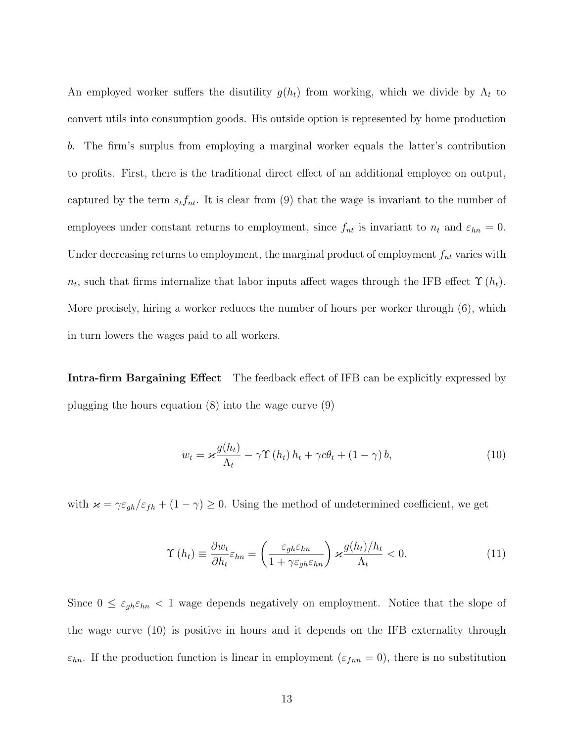An employed worker suffers the disutility $g(h_t)$ from working, which we divide by $\Lambda_t$ to convert utils into consumption goods. His outside option is represented by home production $b$. The firm's surplus from employing a marginal worker equals the latter's contribution to profits. First, there is the traditional direct effect of an additional employee on output, captured by the term $s_t f_{nt}$. It is clear from (9) that the wage is invariant to the number of employees under constant returns to employment, since $f_{nt}$ is invariant to $n_t$ and $\varepsilon_{hn} = 0$. Under decreasing returns to employment, the marginal product of employment $f_{nt}$ varies with $n_t$, such that firms internalize that labor inputs affect wages through the IFB effect $\Upsilon(h_t)$. More precisely, hiring a worker reduces the number of hours per worker through (6), which in turn lowers the wages paid to all workers.

**Intra-firm Bargaining Effect** The feedback effect of IFB can be explicitly expressed by plugging the hours equation (8) into the wage curve (9)

$$w_t = \varkappa \frac{g(h_t)}{\Lambda_t} - \gamma \Upsilon(h_t) h_t + \gamma c \theta_t + (1-\gamma) b, \tag{10}$$

with $\varkappa = \gamma \varepsilon_{gh}/\varepsilon_{fh} + (1-\gamma) \geq 0$. Using the method of undetermined coefficient, we get

$$\Upsilon(h_t) \equiv \frac{\partial w_t}{\partial h_t} \varepsilon_{hn} = \left( \frac{\varepsilon_{gh} \varepsilon_{hn}}{1 + \gamma \varepsilon_{gh} \varepsilon_{hn}} \right) \varkappa \frac{g(h_t)/h_t}{\Lambda_t} < 0. \tag{11}$$

Since $0 \leq \varepsilon_{gh} \varepsilon_{hn} < 1$ wage depends negatively on employment. Notice that the slope of the wage curve (10) is positive in hours and it depends on the IFB externality through $\varepsilon_{hn}$. If the production function is linear in employment ($\varepsilon_{fnn} = 0$), there is no substitution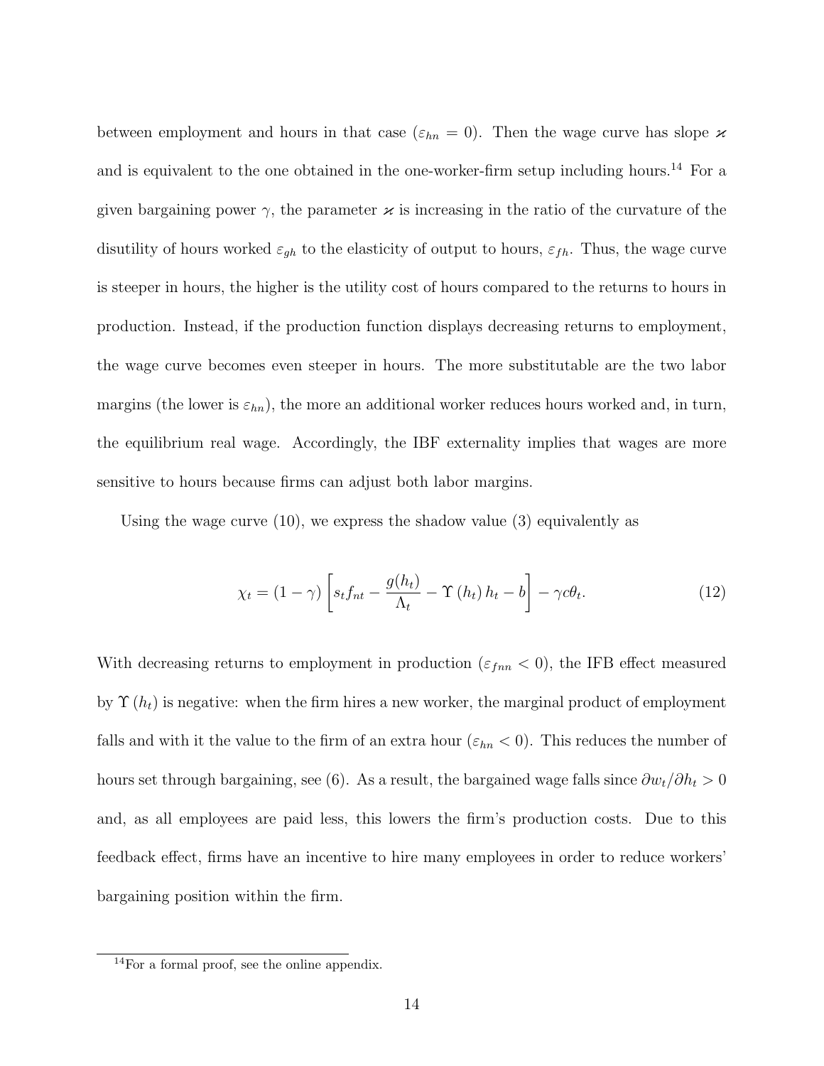between employment and hours in that case ($\varepsilon_{hn} = 0$). Then the wage curve has slope $\varkappa$ and is equivalent to the one obtained in the one-worker-firm setup including hours.[14] For a given bargaining power $\gamma$, the parameter $\varkappa$ is increasing in the ratio of the curvature of the disutility of hours worked $\varepsilon_{gh}$ to the elasticity of output to hours, $\varepsilon_{fh}$. Thus, the wage curve is steeper in hours, the higher is the utility cost of hours compared to the returns to hours in production. Instead, if the production function displays decreasing returns to employment, the wage curve becomes even steeper in hours. The more substitutable are the two labor margins (the lower is $\varepsilon_{hn}$), the more an additional worker reduces hours worked and, in turn, the equilibrium real wage. Accordingly, the IBF externality implies that wages are more sensitive to hours because firms can adjust both labor margins.

Using the wage curve (10), we express the shadow value (3) equivalently as

$$\chi_t = (1-\gamma)\left[s_t f_{nt} - \frac{g(h_t)}{\Lambda_t} - \Upsilon(h_t)\, h_t - b\right] - \gamma c \theta_t. \tag{12}$$

With decreasing returns to employment in production ($\varepsilon_{fnn} < 0$), the IFB effect measured by $\Upsilon(h_t)$ is negative: when the firm hires a new worker, the marginal product of employment falls and with it the value to the firm of an extra hour ($\varepsilon_{hn} < 0$). This reduces the number of hours set through bargaining, see (6). As a result, the bargained wage falls since $\partial w_t / \partial h_t > 0$ and, as all employees are paid less, this lowers the firm's production costs. Due to this feedback effect, firms have an incentive to hire many employees in order to reduce workers' bargaining position within the firm.

[14] For a formal proof, see the online appendix.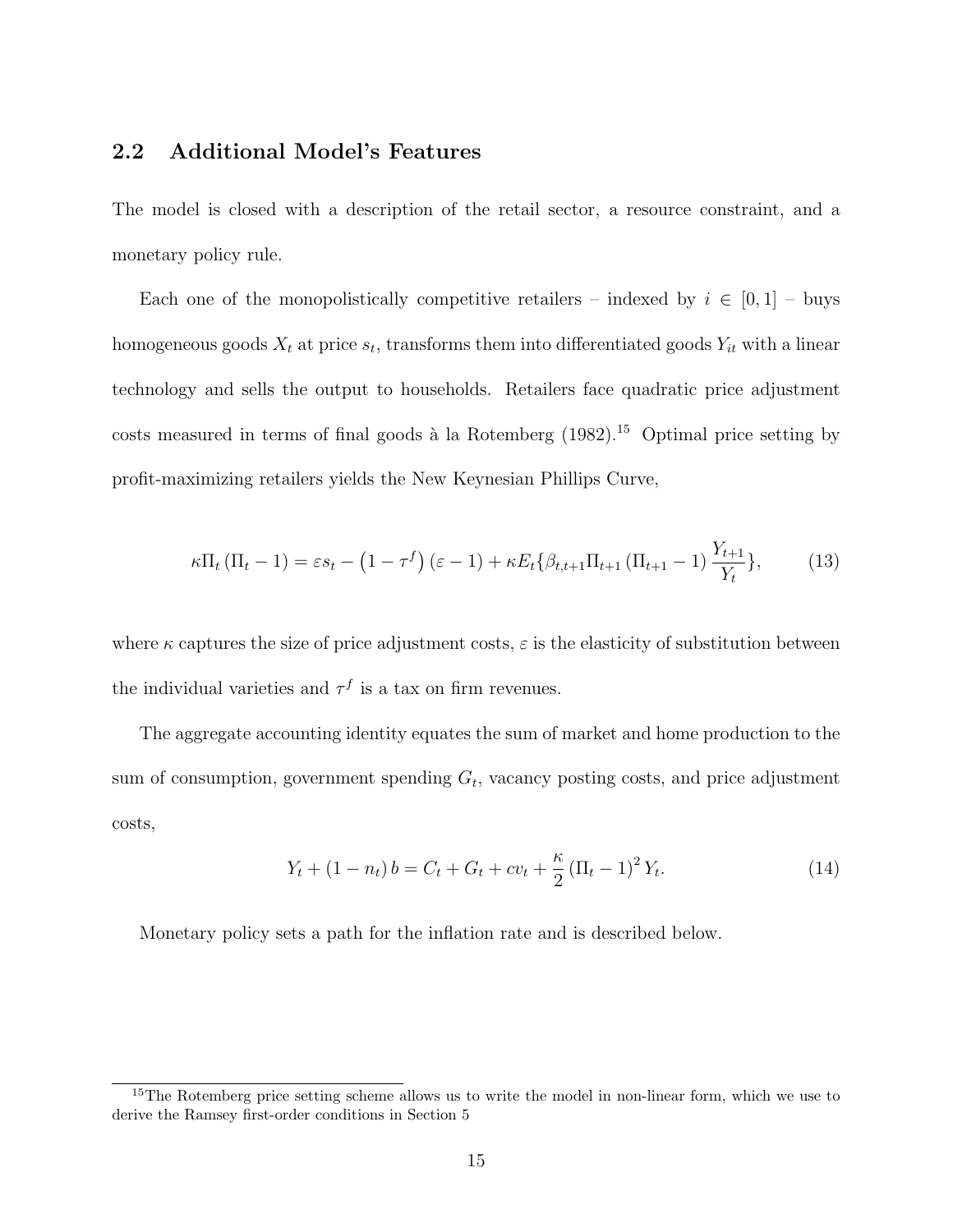## 2.2 Additional Model's Features

The model is closed with a description of the retail sector, a resource constraint, and a monetary policy rule.

Each one of the monopolistically competitive retailers – indexed by $i \in [0,1]$ – buys homogeneous goods $X_t$ at price $s_t$, transforms them into differentiated goods $Y_{it}$ with a linear technology and sells the output to households. Retailers face quadratic price adjustment costs measured in terms of final goods à la Rotemberg (1982).[15] Optimal price setting by profit-maximizing retailers yields the New Keynesian Phillips Curve,

$$\kappa \Pi_t (\Pi_t - 1) = \varepsilon s_t - \left(1 - \tau^f\right)(\varepsilon - 1) + \kappa E_t \{\beta_{t,t+1} \Pi_{t+1} (\Pi_{t+1} - 1) \frac{Y_{t+1}}{Y_t}\}, \tag{13}$$

where $\kappa$ captures the size of price adjustment costs, $\varepsilon$ is the elasticity of substitution between the individual varieties and $\tau^f$ is a tax on firm revenues.

The aggregate accounting identity equates the sum of market and home production to the sum of consumption, government spending $G_t$, vacancy posting costs, and price adjustment costs,

$$Y_t + (1 - n_t) b = C_t + G_t + c v_t + \frac{\kappa}{2} (\Pi_t - 1)^2 Y_t. \tag{14}$$

Monetary policy sets a path for the inflation rate and is described below.

[15] The Rotemberg price setting scheme allows us to write the model in non-linear form, which we use to derive the Ramsey first-order conditions in Section 5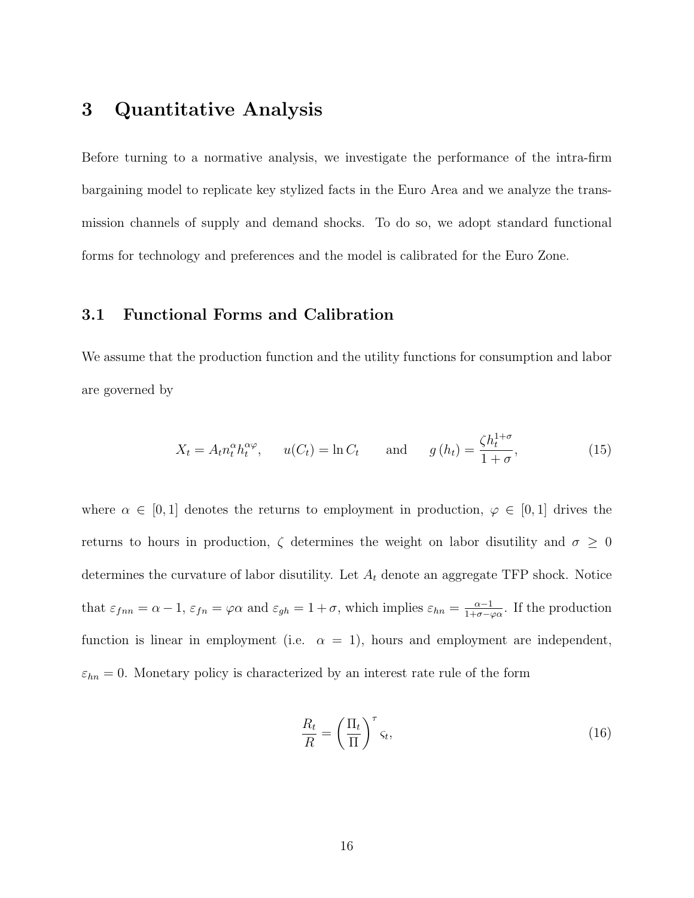# 3 Quantitative Analysis

Before turning to a normative analysis, we investigate the performance of the intra-firm bargaining model to replicate key stylized facts in the Euro Area and we analyze the transmission channels of supply and demand shocks. To do so, we adopt standard functional forms for technology and preferences and the model is calibrated for the Euro Zone.

## 3.1 Functional Forms and Calibration

We assume that the production function and the utility functions for consumption and labor are governed by

$$X_t = A_t n_t^{\alpha} h_t^{\alpha\varphi}, \qquad u(C_t) = \ln C_t \qquad \text{and} \qquad g\left(h_t\right) = \frac{\zeta h_t^{1+\sigma}}{1+\sigma}, \tag{15}$$

where $\alpha \in [0,1]$ denotes the returns to employment in production, $\varphi \in [0,1]$ drives the returns to hours in production, $\zeta$ determines the weight on labor disutility and $\sigma \geq 0$ determines the curvature of labor disutility. Let $A_t$ denote an aggregate TFP shock. Notice that $\varepsilon_{fnn} = \alpha - 1$, $\varepsilon_{fn} = \varphi\alpha$ and $\varepsilon_{gh} = 1 + \sigma$, which implies $\varepsilon_{hn} = \frac{\alpha-1}{1+\sigma-\varphi\alpha}$. If the production function is linear in employment (i.e. $\alpha = 1$), hours and employment are independent, $\varepsilon_{hn} = 0$. Monetary policy is characterized by an interest rate rule of the form

$$\frac{R_t}{R} = \left(\frac{\Pi_t}{\Pi}\right)^{\tau} \varsigma_t, \tag{16}$$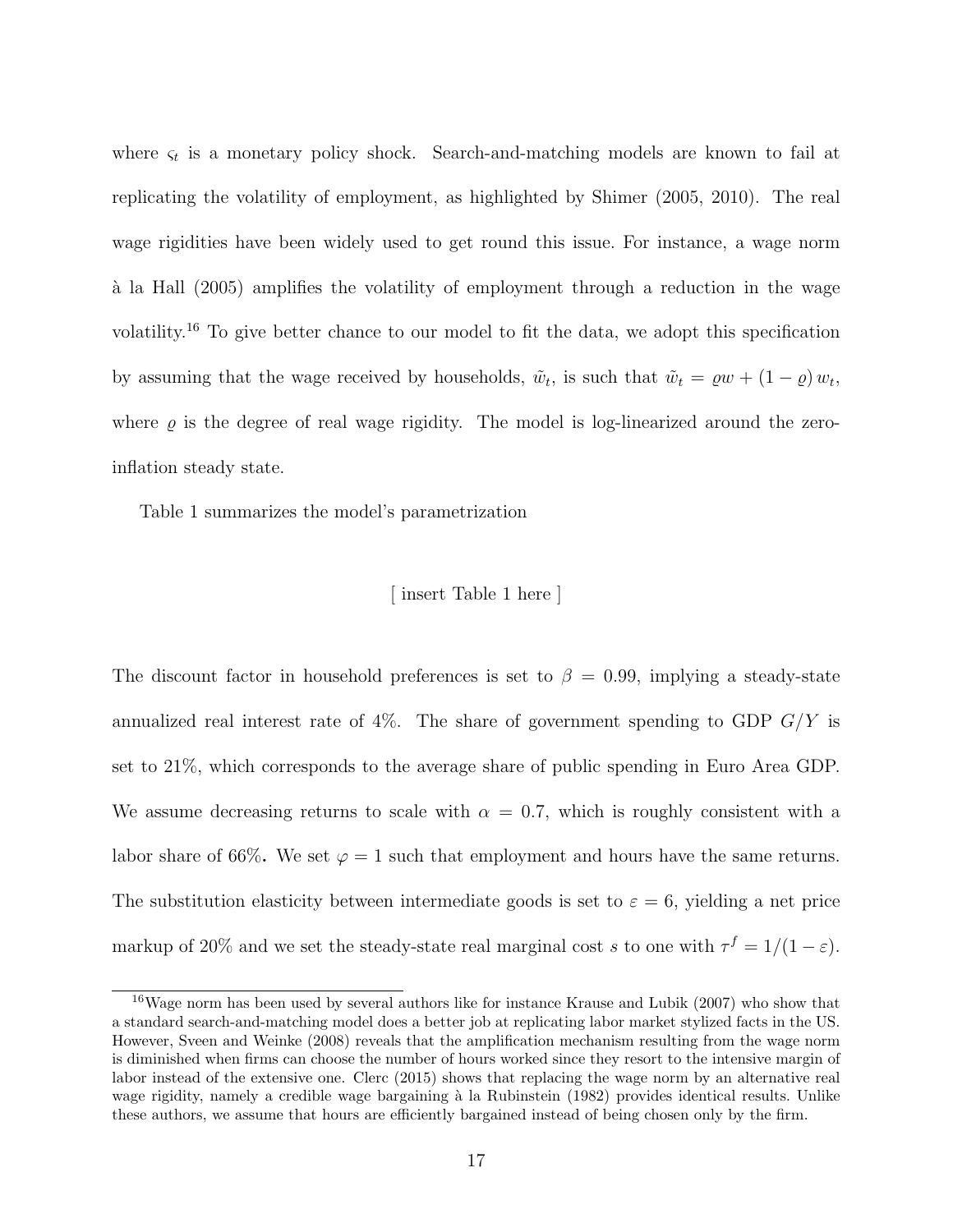where $\varsigma_t$ is a monetary policy shock. Search-and-matching models are known to fail at replicating the volatility of employment, as highlighted by Shimer (2005, 2010). The real wage rigidities have been widely used to get round this issue. For instance, a wage norm à la Hall (2005) amplifies the volatility of employment through a reduction in the wage volatility.[16] To give better chance to our model to fit the data, we adopt this specification by assuming that the wage received by households, $\tilde{w}_t$, is such that $\tilde{w}_t = \varrho w + (1 - \varrho) w_t$, where $\varrho$ is the degree of real wage rigidity. The model is log-linearized around the zero-inflation steady state.

Table 1 summarizes the model's parametrization

[ insert Table 1 here ]

The discount factor in household preferences is set to $\beta = 0.99$, implying a steady-state annualized real interest rate of 4%. The share of government spending to GDP $G/Y$ is set to 21%, which corresponds to the average share of public spending in Euro Area GDP. We assume decreasing returns to scale with $\alpha = 0.7$, which is roughly consistent with a labor share of 66%**.** We set $\varphi = 1$ such that employment and hours have the same returns. The substitution elasticity between intermediate goods is set to $\varepsilon = 6$, yielding a net price markup of 20% and we set the steady-state real marginal cost $s$ to one with $\tau^f = 1/(1 - \varepsilon)$.

[16] Wage norm has been used by several authors like for instance Krause and Lubik (2007) who show that a standard search-and-matching model does a better job at replicating labor market stylized facts in the US. However, Sveen and Weinke (2008) reveals that the amplification mechanism resulting from the wage norm is diminished when firms can choose the number of hours worked since they resort to the intensive margin of labor instead of the extensive one. Clerc (2015) shows that replacing the wage norm by an alternative real wage rigidity, namely a credible wage bargaining à la Rubinstein (1982) provides identical results. Unlike these authors, we assume that hours are efficiently bargained instead of being chosen only by the firm.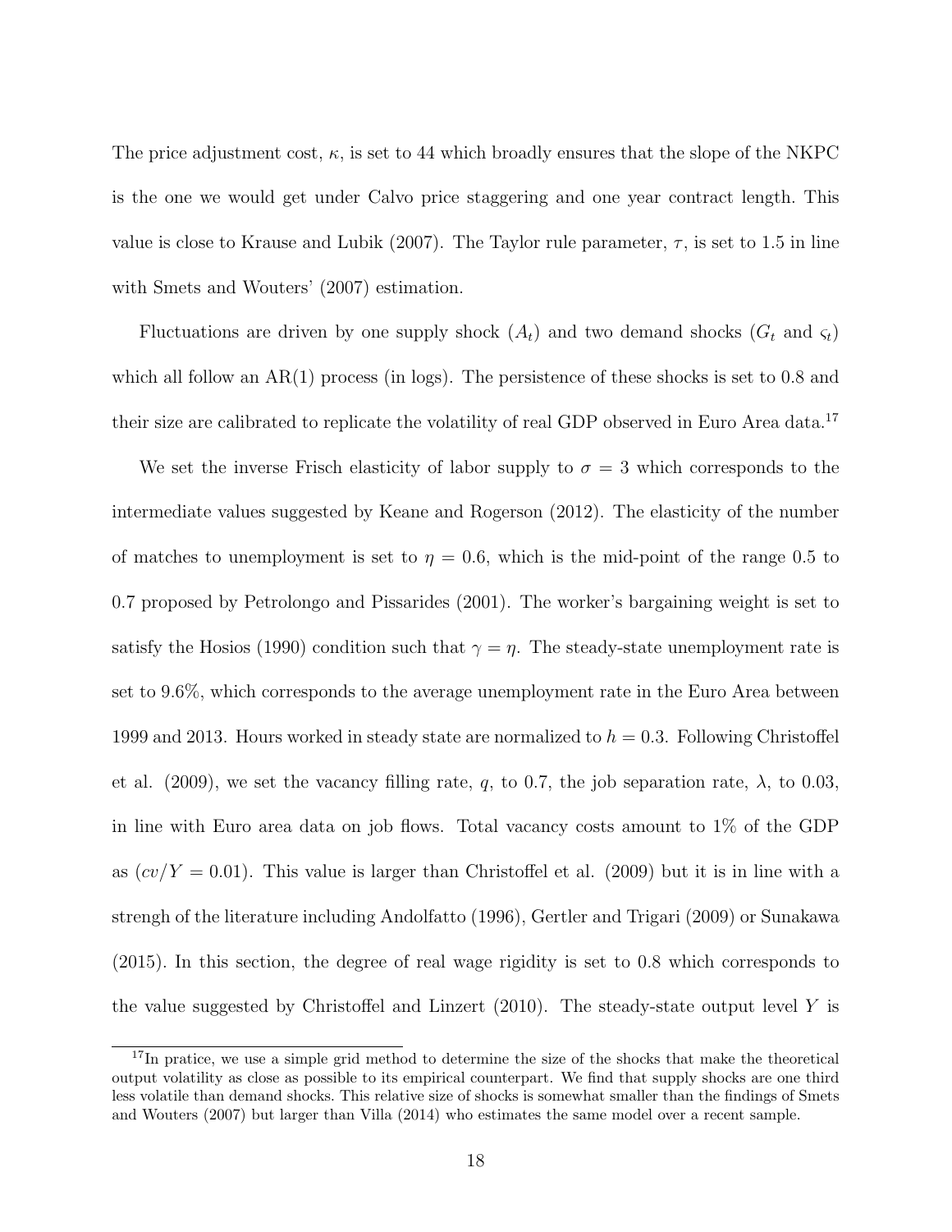The price adjustment cost, $\kappa$, is set to 44 which broadly ensures that the slope of the NKPC is the one we would get under Calvo price staggering and one year contract length. This value is close to Krause and Lubik (2007). The Taylor rule parameter, $\tau$, is set to 1.5 in line with Smets and Wouters' (2007) estimation.

Fluctuations are driven by one supply shock ($A_t$) and two demand shocks ($G_t$ and $\varsigma_t$) which all follow an AR(1) process (in logs). The persistence of these shocks is set to 0.8 and their size are calibrated to replicate the volatility of real GDP observed in Euro Area data.[17]

We set the inverse Frisch elasticity of labor supply to $\sigma = 3$ which corresponds to the intermediate values suggested by Keane and Rogerson (2012). The elasticity of the number of matches to unemployment is set to $\eta = 0.6$, which is the mid-point of the range 0.5 to 0.7 proposed by Petrolongo and Pissarides (2001). The worker's bargaining weight is set to satisfy the Hosios (1990) condition such that $\gamma = \eta$. The steady-state unemployment rate is set to 9.6%, which corresponds to the average unemployment rate in the Euro Area between 1999 and 2013. Hours worked in steady state are normalized to $h = 0.3$. Following Christoffel et al. (2009), we set the vacancy filling rate, $q$, to 0.7, the job separation rate, $\lambda$, to 0.03, in line with Euro area data on job flows. Total vacancy costs amount to 1% of the GDP as ($cv/Y = 0.01$). This value is larger than Christoffel et al. (2009) but it is in line with a strengh of the literature including Andolfatto (1996), Gertler and Trigari (2009) or Sunakawa (2015). In this section, the degree of real wage rigidity is set to 0.8 which corresponds to the value suggested by Christoffel and Linzert (2010). The steady-state output level $Y$ is

[17] In pratice, we use a simple grid method to determine the size of the shocks that make the theoretical output volatility as close as possible to its empirical counterpart. We find that supply shocks are one third less volatile than demand shocks. This relative size of shocks is somewhat smaller than the findings of Smets and Wouters (2007) but larger than Villa (2014) who estimates the same model over a recent sample.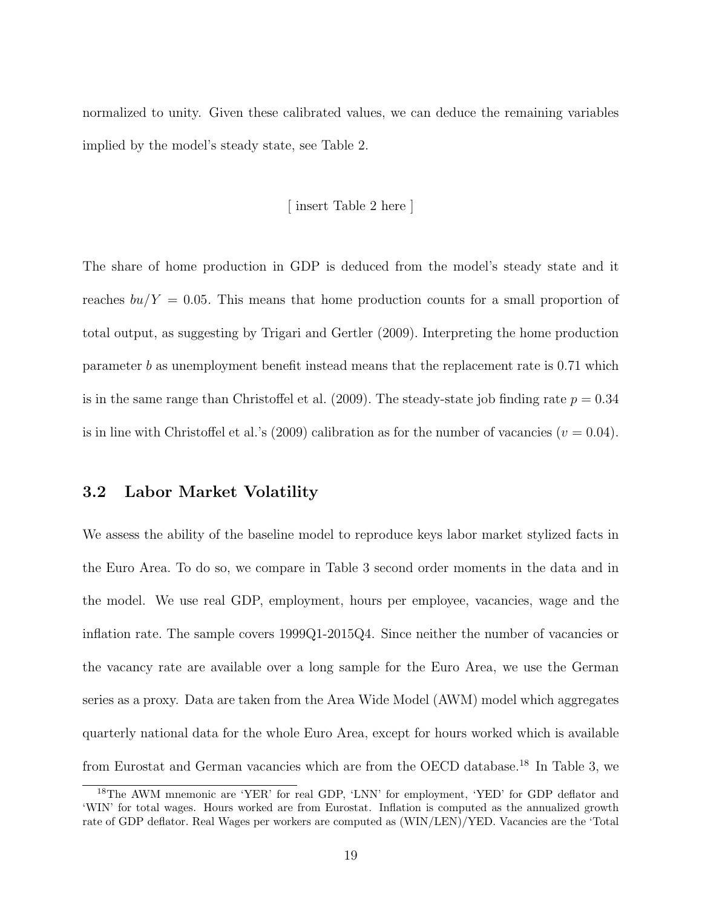normalized to unity. Given these calibrated values, we can deduce the remaining variables implied by the model's steady state, see Table 2.

[ insert Table 2 here ]

The share of home production in GDP is deduced from the model's steady state and it reaches $bu/Y = 0.05$. This means that home production counts for a small proportion of total output, as suggesting by Trigari and Gertler (2009). Interpreting the home production parameter $b$ as unemployment benefit instead means that the replacement rate is 0.71 which is in the same range than Christoffel et al. (2009). The steady-state job finding rate $p = 0.34$ is in line with Christoffel et al.'s (2009) calibration as for the number of vacancies ($v = 0.04$).

## 3.2 Labor Market Volatility

We assess the ability of the baseline model to reproduce keys labor market stylized facts in the Euro Area. To do so, we compare in Table 3 second order moments in the data and in the model. We use real GDP, employment, hours per employee, vacancies, wage and the inflation rate. The sample covers 1999Q1-2015Q4. Since neither the number of vacancies or the vacancy rate are available over a long sample for the Euro Area, we use the German series as a proxy. Data are taken from the Area Wide Model (AWM) model which aggregates quarterly national data for the whole Euro Area, except for hours worked which is available from Eurostat and German vacancies which are from the OECD database.[18] In Table 3, we

[18] The AWM mnemonic are 'YER' for real GDP, 'LNN' for employment, 'YED' for GDP deflator and 'WIN' for total wages. Hours worked are from Eurostat. Inflation is computed as the annualized growth rate of GDP deflator. Real Wages per workers are computed as (WIN/LEN)/YED. Vacancies are the 'Total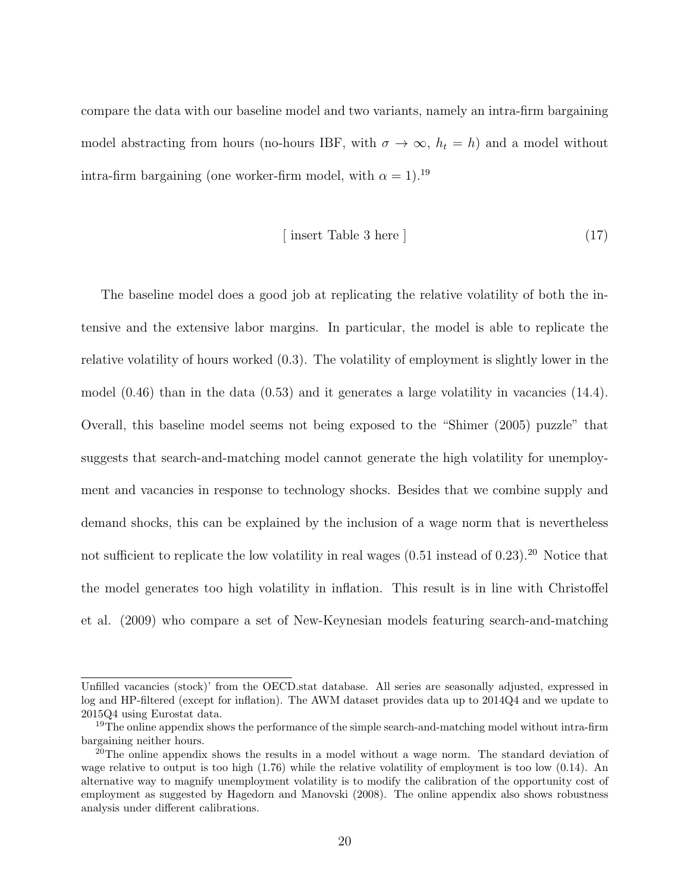compare the data with our baseline model and two variants, namely an intra-firm bargaining model abstracting from hours (no-hours IBF, with $\sigma \to \infty$, $h_t = h$) and a model without intra-firm bargaining (one worker-firm model, with $\alpha = 1$).[19]

$$\text{[ insert Table 3 here ]} \tag{17}$$

The baseline model does a good job at replicating the relative volatility of both the intensive and the extensive labor margins. In particular, the model is able to replicate the relative volatility of hours worked (0.3). The volatility of employment is slightly lower in the model (0.46) than in the data (0.53) and it generates a large volatility in vacancies (14.4). Overall, this baseline model seems not being exposed to the "Shimer (2005) puzzle" that suggests that search-and-matching model cannot generate the high volatility for unemployment and vacancies in response to technology shocks. Besides that we combine supply and demand shocks, this can be explained by the inclusion of a wage norm that is nevertheless not sufficient to replicate the low volatility in real wages (0.51 instead of 0.23).[20] Notice that the model generates too high volatility in inflation. This result is in line with Christoffel et al. (2009) who compare a set of New-Keynesian models featuring search-and-matching

Unfilled vacancies (stock)' from the OECD.stat database. All series are seasonally adjusted, expressed in log and HP-filtered (except for inflation). The AWM dataset provides data up to 2014Q4 and we update to 2015Q4 using Eurostat data.

[19] The online appendix shows the performance of the simple search-and-matching model without intra-firm bargaining neither hours.

[20] The online appendix shows the results in a model without a wage norm. The standard deviation of wage relative to output is too high (1.76) while the relative volatility of employment is too low (0.14). An alternative way to magnify unemployment volatility is to modify the calibration of the opportunity cost of employment as suggested by Hagedorn and Manovski (2008). The online appendix also shows robustness analysis under different calibrations.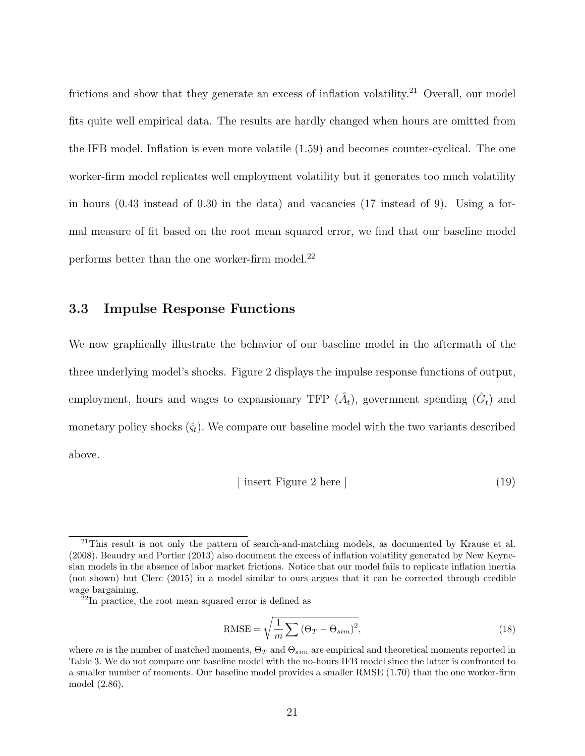frictions and show that they generate an excess of inflation volatility.[21] Overall, our model fits quite well empirical data. The results are hardly changed when hours are omitted from the IFB model. Inflation is even more volatile (1.59) and becomes counter-cyclical. The one worker-firm model replicates well employment volatility but it generates too much volatility in hours (0.43 instead of 0.30 in the data) and vacancies (17 instead of 9). Using a formal measure of fit based on the root mean squared error, we find that our baseline model performs better than the one worker-firm model.[22]

### 3.3 Impulse Response Functions

We now graphically illustrate the behavior of our baseline model in the aftermath of the three underlying model's shocks. Figure 2 displays the impulse response functions of output, employment, hours and wages to expansionary TFP ($\hat{A}_t$), government spending ($\hat{G}_t$) and monetary policy shocks ($\hat{\varsigma}_t$). We compare our baseline model with the two variants described above.

[ insert Figure 2 here ] (19)

---

[21] This result is not only the pattern of search-and-matching models, as documented by Krause et al. (2008). Beaudry and Portier (2013) also document the excess of inflation volatility generated by New Keynesian models in the absence of labor market frictions. Notice that our model fails to replicate inflation inertia (not shown) but Clerc (2015) in a model similar to ours argues that it can be corrected through credible wage bargaining.

[22] In practice, the root mean squared error is defined as

$$\text{RMSE} = \sqrt{\frac{1}{m}\sum\left(\Theta_T - \Theta_{sim}\right)^2}, \tag{18}$$

where $m$ is the number of matched moments, $\Theta_T$ and $\Theta_{sim}$ are empirical and theoretical moments reported in Table 3. We do not compare our baseline model with the no-hours IFB model since the latter is confronted to a smaller number of moments. Our baseline model provides a smaller RMSE (1.70) than the one worker-firm model (2.86).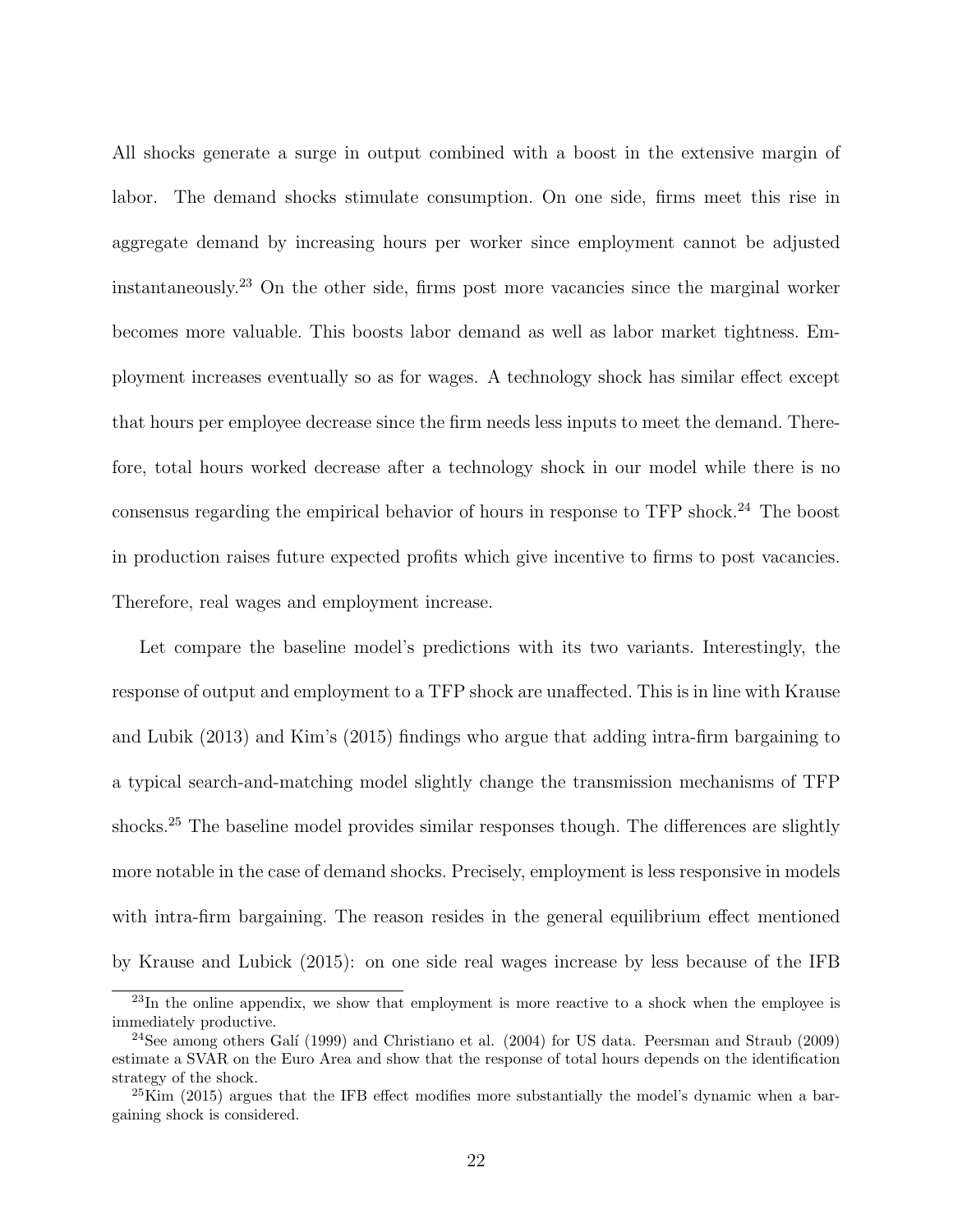All shocks generate a surge in output combined with a boost in the extensive margin of labor. The demand shocks stimulate consumption. On one side, firms meet this rise in aggregate demand by increasing hours per worker since employment cannot be adjusted instantaneously.[23] On the other side, firms post more vacancies since the marginal worker becomes more valuable. This boosts labor demand as well as labor market tightness. Employment increases eventually so as for wages. A technology shock has similar effect except that hours per employee decrease since the firm needs less inputs to meet the demand. Therefore, total hours worked decrease after a technology shock in our model while there is no consensus regarding the empirical behavior of hours in response to TFP shock.[24] The boost in production raises future expected profits which give incentive to firms to post vacancies. Therefore, real wages and employment increase.

Let compare the baseline model's predictions with its two variants. Interestingly, the response of output and employment to a TFP shock are unaffected. This is in line with Krause and Lubik (2013) and Kim's (2015) findings who argue that adding intra-firm bargaining to a typical search-and-matching model slightly change the transmission mechanisms of TFP shocks.[25] The baseline model provides similar responses though. The differences are slightly more notable in the case of demand shocks. Precisely, employment is less responsive in models with intra-firm bargaining. The reason resides in the general equilibrium effect mentioned by Krause and Lubick (2015): on one side real wages increase by less because of the IFB

[23] In the online appendix, we show that employment is more reactive to a shock when the employee is immediately productive.

[24] See among others Galí (1999) and Christiano et al. (2004) for US data. Peersman and Straub (2009) estimate a SVAR on the Euro Area and show that the response of total hours depends on the identification strategy of the shock.

[25] Kim (2015) argues that the IFB effect modifies more substantially the model's dynamic when a bargaining shock is considered.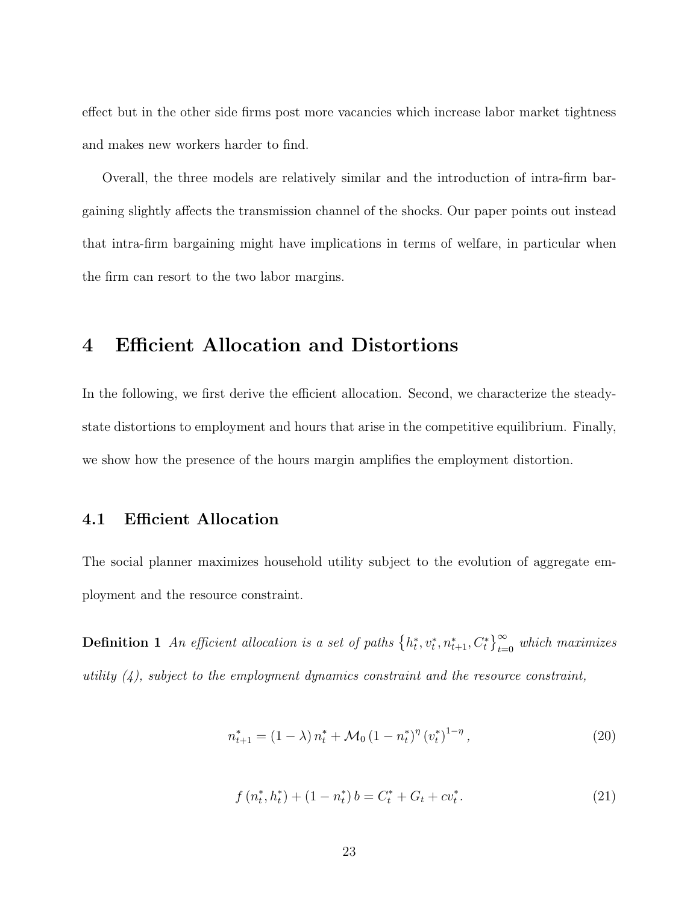effect but in the other side firms post more vacancies which increase labor market tightness and makes new workers harder to find.

Overall, the three models are relatively similar and the introduction of intra-firm bargaining slightly affects the transmission channel of the shocks. Our paper points out instead that intra-firm bargaining might have implications in terms of welfare, in particular when the firm can resort to the two labor margins.

# 4 Efficient Allocation and Distortions

In the following, we first derive the efficient allocation. Second, we characterize the steady-state distortions to employment and hours that arise in the competitive equilibrium. Finally, we show how the presence of the hours margin amplifies the employment distortion.

## 4.1 Efficient Allocation

The social planner maximizes household utility subject to the evolution of aggregate employment and the resource constraint.

**Definition 1** *An efficient allocation is a set of paths $\left\{h_t^*, v_t^*, n_{t+1}^*, C_t^*\right\}_{t=0}^{\infty}$ which maximizes utility (4), subject to the employment dynamics constraint and the resource constraint,*

$$n_{t+1}^* = (1-\lambda)\, n_t^* + \mathcal{M}_0 \left(1-n_t^*\right)^{\eta} \left(v_t^*\right)^{1-\eta}, \tag{20}$$

$$f\left(n_t^*, h_t^*\right) + \left(1-n_t^*\right) b = C_t^* + G_t + c v_t^*. \tag{21}$$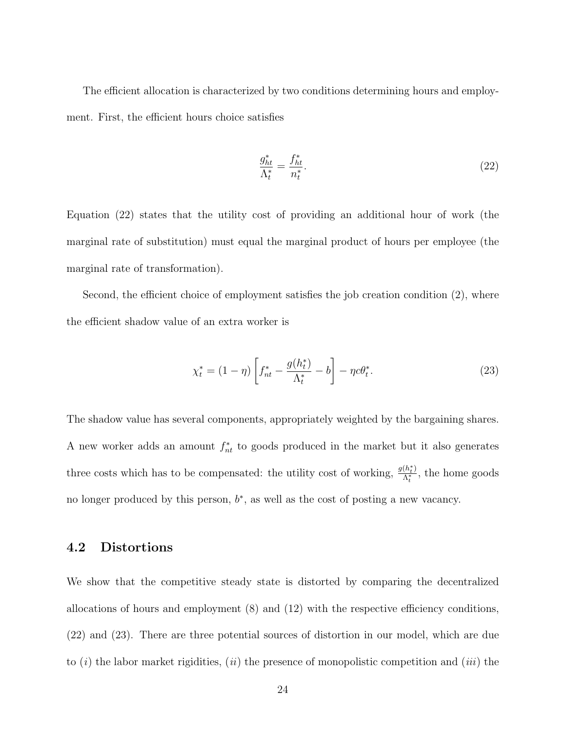The efficient allocation is characterized by two conditions determining hours and employment. First, the efficient hours choice satisfies

$$\frac{g_{ht}^*}{\Lambda_t^*} = \frac{f_{ht}^*}{n_t^*}. \tag{22}$$

Equation (22) states that the utility cost of providing an additional hour of work (the marginal rate of substitution) must equal the marginal product of hours per employee (the marginal rate of transformation).

Second, the efficient choice of employment satisfies the job creation condition (2), where the efficient shadow value of an extra worker is

$$\chi_t^* = (1-\eta)\left[f_{nt}^* - \frac{g(h_t^*)}{\Lambda_t^*} - b\right] - \eta c\theta_t^*. \tag{23}$$

The shadow value has several components, appropriately weighted by the bargaining shares. A new worker adds an amount $f_{nt}^*$ to goods produced in the market but it also generates three costs which has to be compensated: the utility cost of working, $\frac{g(h_t^*)}{\Lambda_t^*}$, the home goods no longer produced by this person, $b^*$, as well as the cost of posting a new vacancy.

## 4.2 Distortions

We show that the competitive steady state is distorted by comparing the decentralized allocations of hours and employment (8) and (12) with the respective efficiency conditions, (22) and (23). There are three potential sources of distortion in our model, which are due to (*i*) the labor market rigidities, (*ii*) the presence of monopolistic competition and (*iii*) the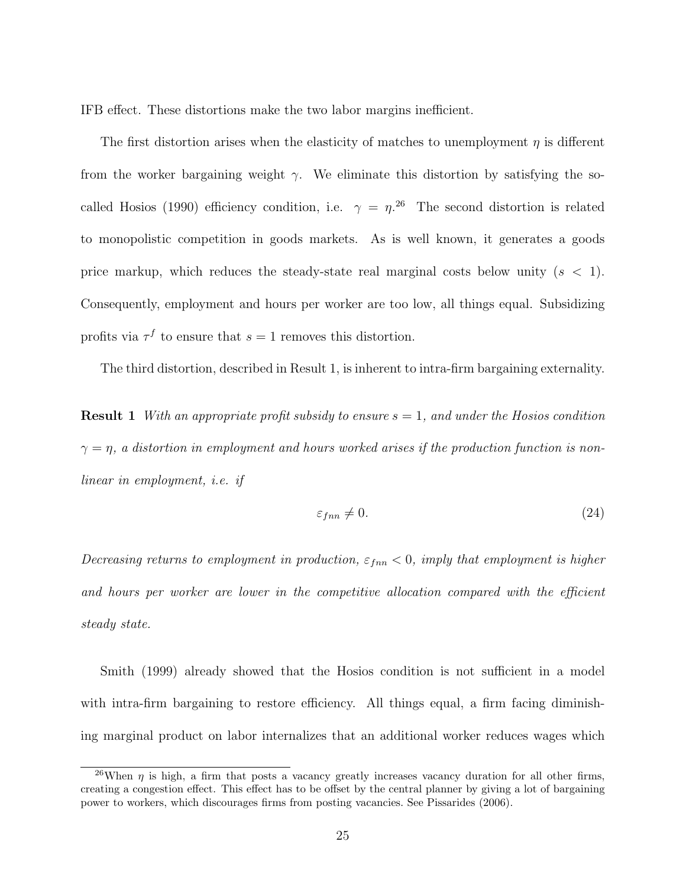IFB effect. These distortions make the two labor margins inefficient.

The first distortion arises when the elasticity of matches to unemployment $\eta$ is different from the worker bargaining weight $\gamma$. We eliminate this distortion by satisfying the so-called Hosios (1990) efficiency condition, i.e. $\gamma = \eta$.[26] The second distortion is related to monopolistic competition in goods markets. As is well known, it generates a goods price markup, which reduces the steady-state real marginal costs below unity ($s < 1$). Consequently, employment and hours per worker are too low, all things equal. Subsidizing profits via $\tau^f$ to ensure that $s = 1$ removes this distortion.

The third distortion, described in Result 1, is inherent to intra-firm bargaining externality.

**Result 1** *With an appropriate profit subsidy to ensure $s = 1$, and under the Hosios condition $\gamma = \eta$, a distortion in employment and hours worked arises if the production function is non-linear in employment, i.e. if*

$$\varepsilon_{fnn} \neq 0. \tag{24}$$

*Decreasing returns to employment in production, $\varepsilon_{fnn} < 0$, imply that employment is higher and hours per worker are lower in the competitive allocation compared with the efficient steady state.*

Smith (1999) already showed that the Hosios condition is not sufficient in a model with intra-firm bargaining to restore efficiency. All things equal, a firm facing diminishing marginal product on labor internalizes that an additional worker reduces wages which

[26] When $\eta$ is high, a firm that posts a vacancy greatly increases vacancy duration for all other firms, creating a congestion effect. This effect has to be offset by the central planner by giving a lot of bargaining power to workers, which discourages firms from posting vacancies. See Pissarides (2006).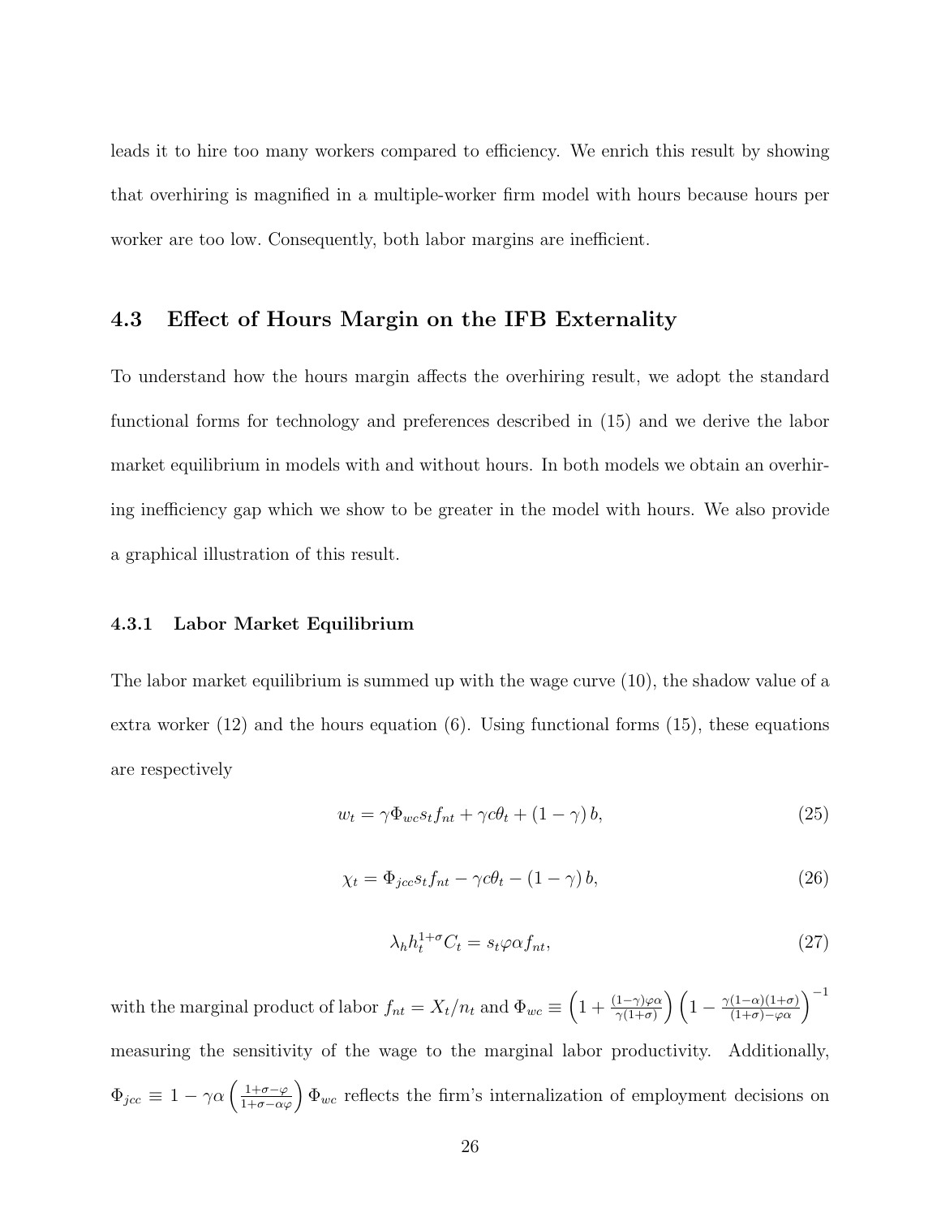leads it to hire too many workers compared to efficiency. We enrich this result by showing that overhiring is magnified in a multiple-worker firm model with hours because hours per worker are too low. Consequently, both labor margins are inefficient.

## 4.3 Effect of Hours Margin on the IFB Externality

To understand how the hours margin affects the overhiring result, we adopt the standard functional forms for technology and preferences described in (15) and we derive the labor market equilibrium in models with and without hours. In both models we obtain an overhiring inefficiency gap which we show to be greater in the model with hours. We also provide a graphical illustration of this result.

### 4.3.1 Labor Market Equilibrium

The labor market equilibrium is summed up with the wage curve (10), the shadow value of a extra worker (12) and the hours equation (6). Using functional forms (15), these equations are respectively

$$w_t = \gamma \Phi_{wc} s_t f_{nt} + \gamma c \theta_t + (1-\gamma) b, \tag{25}$$

$$\chi_t = \Phi_{jcc} s_t f_{nt} - \gamma c \theta_t - (1-\gamma) b, \tag{26}$$

$$\lambda_h h_t^{1+\sigma} C_t = s_t \varphi \alpha f_{nt}, \tag{27}$$

with the marginal product of labor $f_{nt} = X_t/n_t$ and $\Phi_{wc} \equiv \left(1 + \frac{(1-\gamma)\varphi\alpha}{\gamma(1+\sigma)}\right)\left(1 - \frac{\gamma(1-\alpha)(1+\sigma)}{(1+\sigma)-\varphi\alpha}\right)^{-1}$ measuring the sensitivity of the wage to the marginal labor productivity. Additionally, $\Phi_{jcc} \equiv 1 - \gamma\alpha\left(\frac{1+\sigma-\varphi}{1+\sigma-\alpha\varphi}\right)\Phi_{wc}$ reflects the firm's internalization of employment decisions on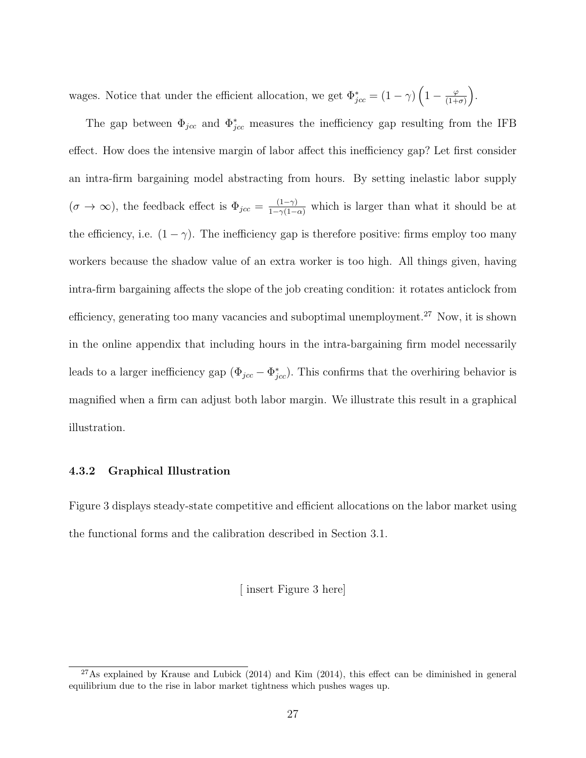wages. Notice that under the efficient allocation, we get $\Phi^*_{jcc} = (1-\gamma)\left(1 - \frac{\varphi}{(1+\sigma)}\right)$.

The gap between $\Phi_{jcc}$ and $\Phi^*_{jcc}$ measures the inefficiency gap resulting from the IFB effect. How does the intensive margin of labor affect this inefficiency gap? Let first consider an intra-firm bargaining model abstracting from hours. By setting inelastic labor supply ($\sigma \to \infty$), the feedback effect is $\Phi_{jcc} = \frac{(1-\gamma)}{1-\gamma(1-\alpha)}$ which is larger than what it should be at the efficiency, i.e. $(1-\gamma)$. The inefficiency gap is therefore positive: firms employ too many workers because the shadow value of an extra worker is too high. All things given, having intra-firm bargaining affects the slope of the job creating condition: it rotates anticlock from efficiency, generating too many vacancies and suboptimal unemployment.[27] Now, it is shown in the online appendix that including hours in the intra-bargaining firm model necessarily leads to a larger inefficiency gap ($\Phi_{jcc} - \Phi^*_{jcc}$). This confirms that the overhiring behavior is magnified when a firm can adjust both labor margin. We illustrate this result in a graphical illustration.

### 4.3.2 Graphical Illustration

Figure 3 displays steady-state competitive and efficient allocations on the labor market using the functional forms and the calibration described in Section 3.1.

[ insert Figure 3 here]

[27] As explained by Krause and Lubick (2014) and Kim (2014), this effect can be diminished in general equilibrium due to the rise in labor market tightness which pushes wages up.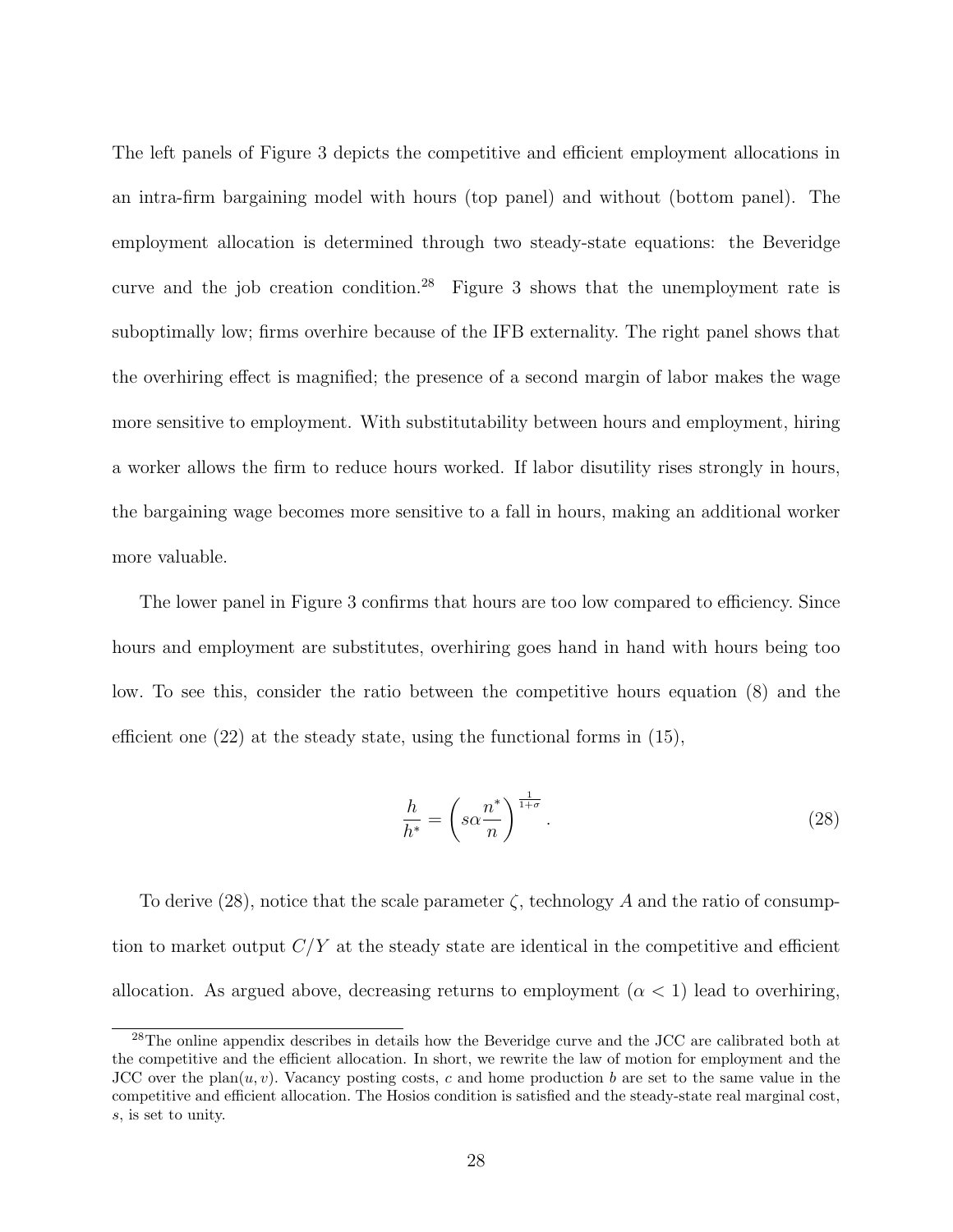The left panels of Figure 3 depicts the competitive and efficient employment allocations in an intra-firm bargaining model with hours (top panel) and without (bottom panel). The employment allocation is determined through two steady-state equations: the Beveridge curve and the job creation condition.[28] Figure 3 shows that the unemployment rate is suboptimally low; firms overhire because of the IFB externality. The right panel shows that the overhiring effect is magnified; the presence of a second margin of labor makes the wage more sensitive to employment. With substitutability between hours and employment, hiring a worker allows the firm to reduce hours worked. If labor disutility rises strongly in hours, the bargaining wage becomes more sensitive to a fall in hours, making an additional worker more valuable.

The lower panel in Figure 3 confirms that hours are too low compared to efficiency. Since hours and employment are substitutes, overhiring goes hand in hand with hours being too low. To see this, consider the ratio between the competitive hours equation (8) and the efficient one (22) at the steady state, using the functional forms in (15),

$$\frac{h}{h^*} = \left( s\alpha \frac{n^*}{n} \right)^{\frac{1}{1+\sigma}}. \tag{28}$$

To derive (28), notice that the scale parameter $\zeta$, technology $A$ and the ratio of consumption to market output $C/Y$ at the steady state are identical in the competitive and efficient allocation. As argued above, decreasing returns to employment ($\alpha < 1$) lead to overhiring,

[28] The online appendix describes in details how the Beveridge curve and the JCC are calibrated both at the competitive and the efficient allocation. In short, we rewrite the law of motion for employment and the JCC over the plan$(u, v)$. Vacancy posting costs, $c$ and home production $b$ are set to the same value in the competitive and efficient allocation. The Hosios condition is satisfied and the steady-state real marginal cost, $s$, is set to unity.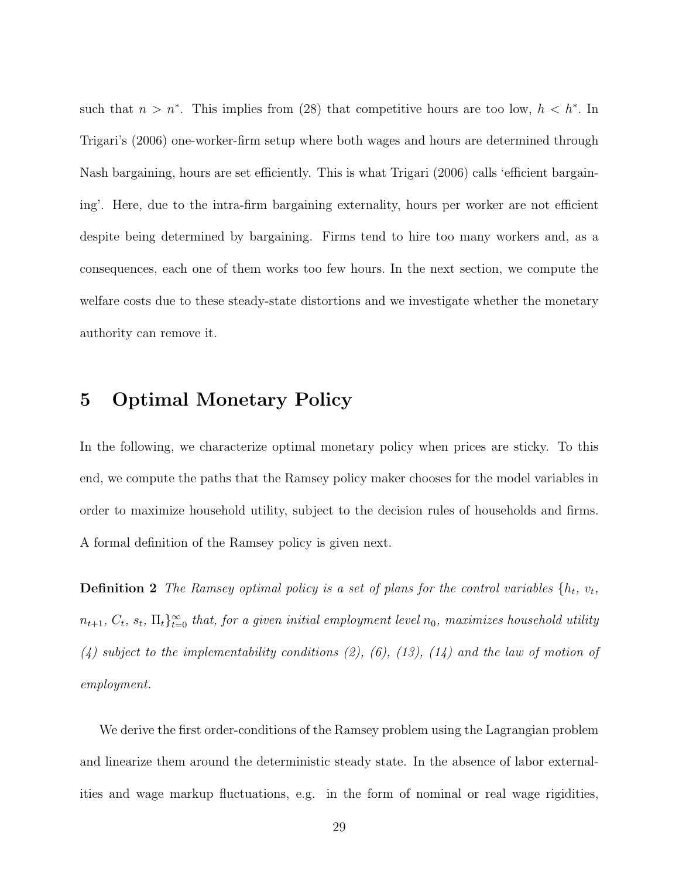such that $n > n^*$. This implies from (28) that competitive hours are too low, $h < h^*$. In Trigari's (2006) one-worker-firm setup where both wages and hours are determined through Nash bargaining, hours are set efficiently. This is what Trigari (2006) calls 'efficient bargaining'. Here, due to the intra-firm bargaining externality, hours per worker are not efficient despite being determined by bargaining. Firms tend to hire too many workers and, as a consequences, each one of them works too few hours. In the next section, we compute the welfare costs due to these steady-state distortions and we investigate whether the monetary authority can remove it.

# 5 Optimal Monetary Policy

In the following, we characterize optimal monetary policy when prices are sticky. To this end, we compute the paths that the Ramsey policy maker chooses for the model variables in order to maximize household utility, subject to the decision rules of households and firms. A formal definition of the Ramsey policy is given next.

**Definition 2** *The Ramsey optimal policy is a set of plans for the control variables* $\{h_t, v_t, n_{t+1}, C_t, s_t, \Pi_t\}_{t=0}^{\infty}$ *that, for a given initial employment level* $n_0$*, maximizes household utility (4) subject to the implementability conditions (2), (6), (13), (14) and the law of motion of employment.*

We derive the first order-conditions of the Ramsey problem using the Lagrangian problem and linearize them around the deterministic steady state. In the absence of labor externalities and wage markup fluctuations, e.g. in the form of nominal or real wage rigidities,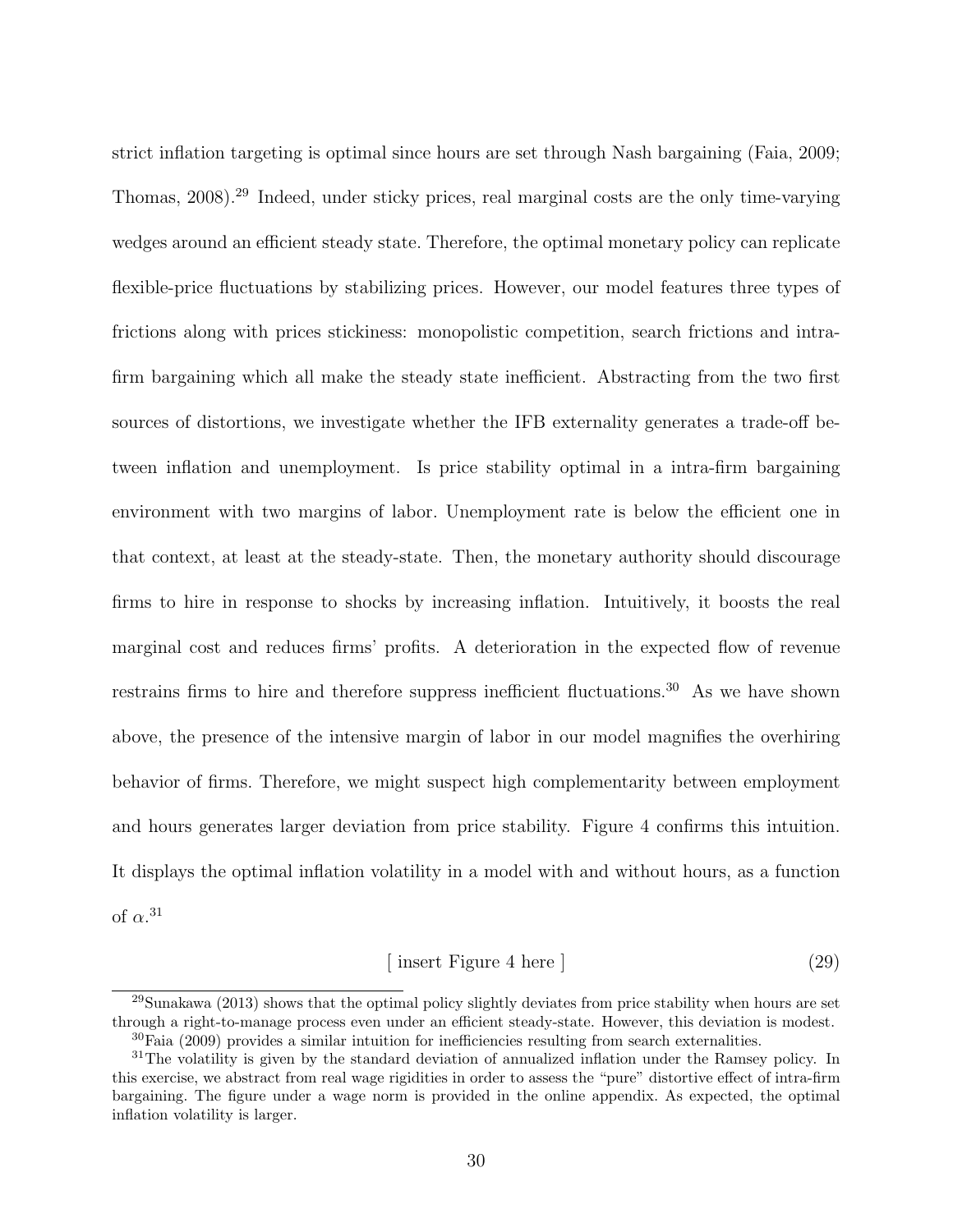strict inflation targeting is optimal since hours are set through Nash bargaining (Faia, 2009; Thomas, 2008).[29] Indeed, under sticky prices, real marginal costs are the only time-varying wedges around an efficient steady state. Therefore, the optimal monetary policy can replicate flexible-price fluctuations by stabilizing prices. However, our model features three types of frictions along with prices stickiness: monopolistic competition, search frictions and intra-firm bargaining which all make the steady state inefficient. Abstracting from the two first sources of distortions, we investigate whether the IFB externality generates a trade-off between inflation and unemployment. Is price stability optimal in a intra-firm bargaining environment with two margins of labor. Unemployment rate is below the efficient one in that context, at least at the steady-state. Then, the monetary authority should discourage firms to hire in response to shocks by increasing inflation. Intuitively, it boosts the real marginal cost and reduces firms' profits. A deterioration in the expected flow of revenue restrains firms to hire and therefore suppress inefficient fluctuations.[30] As we have shown above, the presence of the intensive margin of labor in our model magnifies the overhiring behavior of firms. Therefore, we might suspect high complementarity between employment and hours generates larger deviation from price stability. Figure 4 confirms this intuition. It displays the optimal inflation volatility in a model with and without hours, as a function of $\alpha$.[31]

[ insert Figure 4 here ] (29)

[29] Sunakawa (2013) shows that the optimal policy slightly deviates from price stability when hours are set through a right-to-manage process even under an efficient steady-state. However, this deviation is modest.

[30] Faia (2009) provides a similar intuition for inefficiencies resulting from search externalities.

[31] The volatility is given by the standard deviation of annualized inflation under the Ramsey policy. In this exercise, we abstract from real wage rigidities in order to assess the "pure" distortive effect of intra-firm bargaining. The figure under a wage norm is provided in the online appendix. As expected, the optimal inflation volatility is larger.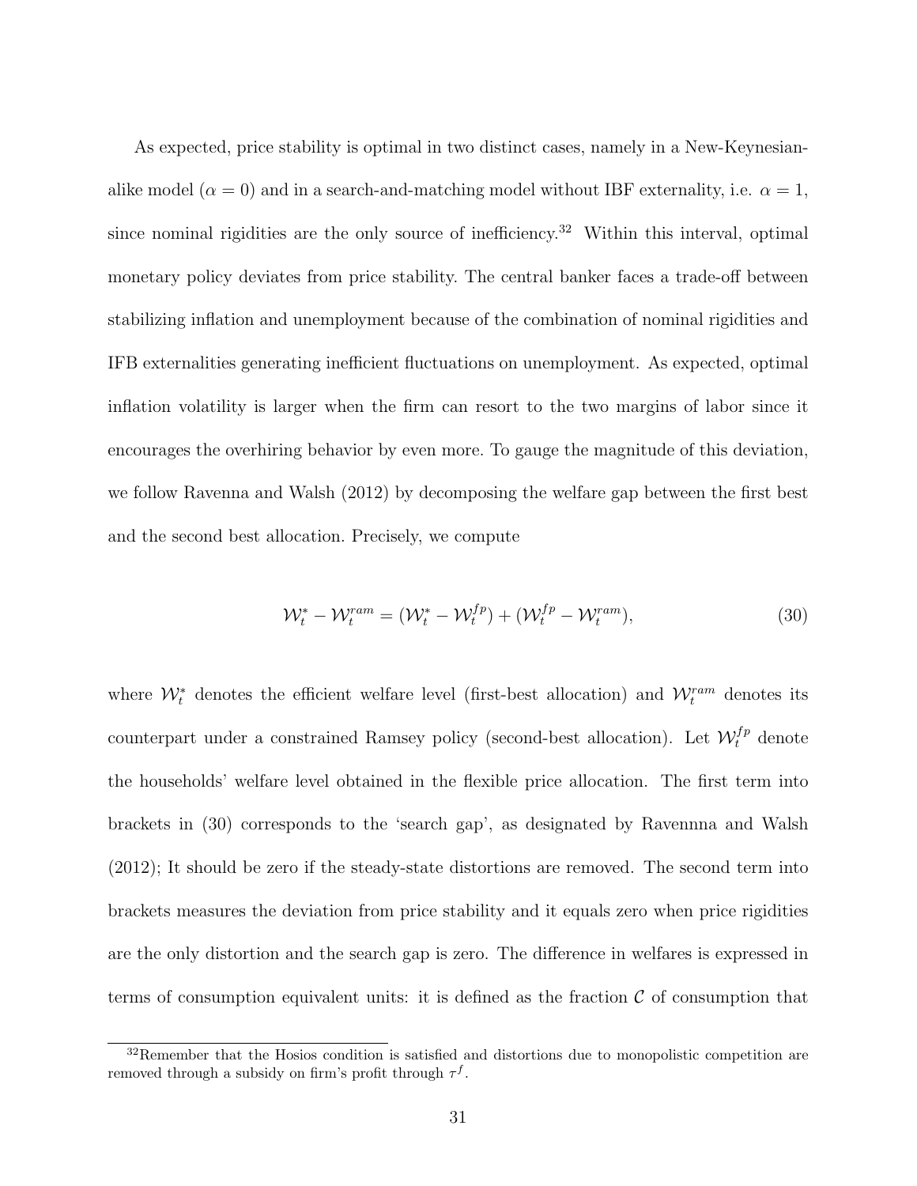As expected, price stability is optimal in two distinct cases, namely in a New-Keynesian-alike model ($\alpha = 0$) and in a search-and-matching model without IBF externality, i.e. $\alpha = 1$, since nominal rigidities are the only source of inefficiency.[32] Within this interval, optimal monetary policy deviates from price stability. The central banker faces a trade-off between stabilizing inflation and unemployment because of the combination of nominal rigidities and IFB externalities generating inefficient fluctuations on unemployment. As expected, optimal inflation volatility is larger when the firm can resort to the two margins of labor since it encourages the overhiring behavior by even more. To gauge the magnitude of this deviation, we follow Ravenna and Walsh (2012) by decomposing the welfare gap between the first best and the second best allocation. Precisely, we compute

$$\mathcal{W}_t^* - \mathcal{W}_t^{ram} = (\mathcal{W}_t^* - \mathcal{W}_t^{fp}) + (\mathcal{W}_t^{fp} - \mathcal{W}_t^{ram}), \tag{30}$$

where $\mathcal{W}_t^*$ denotes the efficient welfare level (first-best allocation) and $\mathcal{W}_t^{ram}$ denotes its counterpart under a constrained Ramsey policy (second-best allocation). Let $\mathcal{W}_t^{fp}$ denote the households' welfare level obtained in the flexible price allocation. The first term into brackets in (30) corresponds to the 'search gap', as designated by Ravennna and Walsh (2012); It should be zero if the steady-state distortions are removed. The second term into brackets measures the deviation from price stability and it equals zero when price rigidities are the only distortion and the search gap is zero. The difference in welfares is expressed in terms of consumption equivalent units: it is defined as the fraction $\mathcal{C}$ of consumption that

[32] Remember that the Hosios condition is satisfied and distortions due to monopolistic competition are removed through a subsidy on firm's profit through $\tau^f$.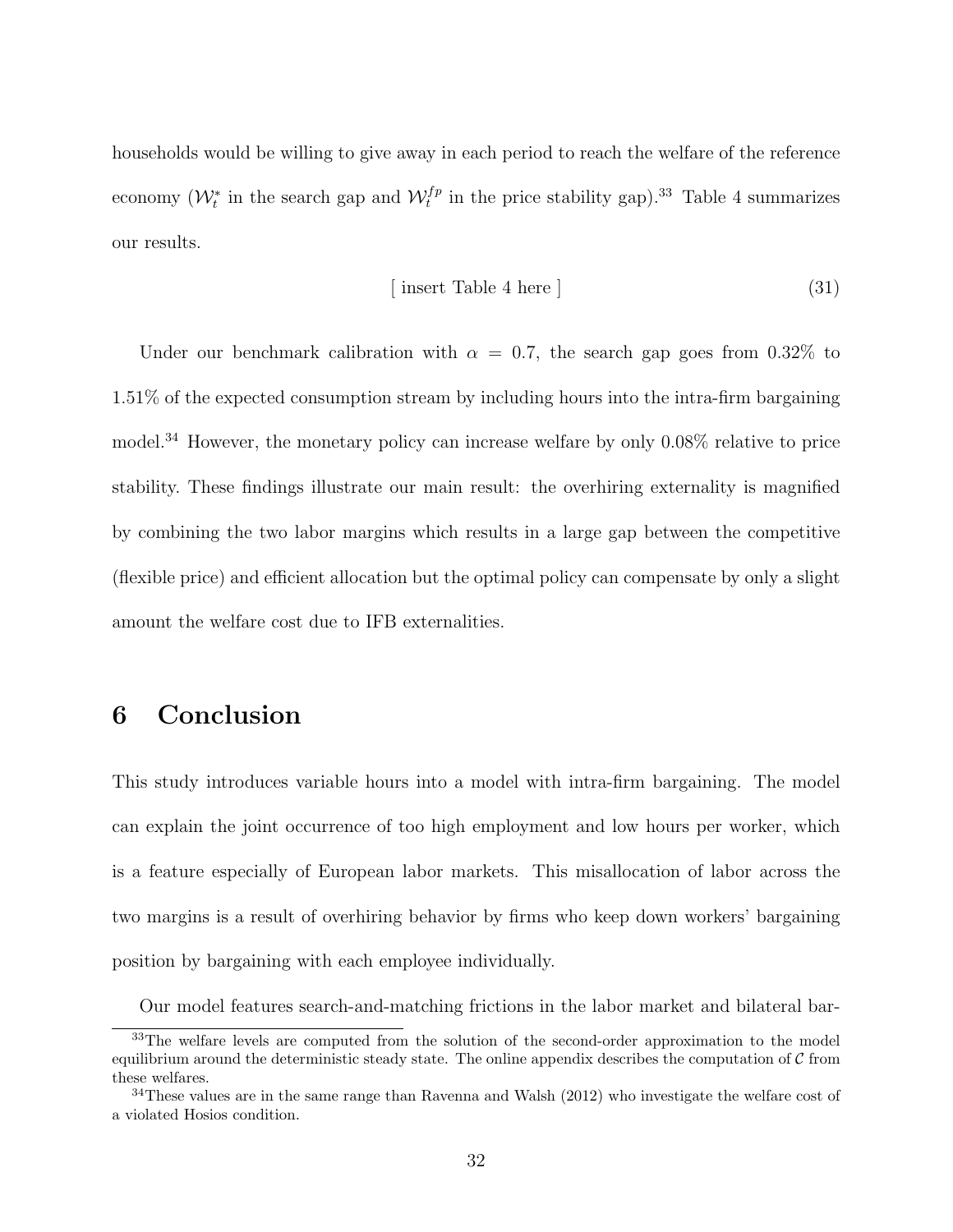households would be willing to give away in each period to reach the welfare of the reference economy ($\mathcal{W}_t^*$ in the search gap and $\mathcal{W}_t^{fp}$ in the price stability gap).[33] Table 4 summarizes our results.

$$\text{[ insert Table 4 here ]} \tag{31}$$

Under our benchmark calibration with $\alpha = 0.7$, the search gap goes from 0.32% to 1.51% of the expected consumption stream by including hours into the intra-firm bargaining model.[34] However, the monetary policy can increase welfare by only 0.08% relative to price stability. These findings illustrate our main result: the overhiring externality is magnified by combining the two labor margins which results in a large gap between the competitive (flexible price) and efficient allocation but the optimal policy can compensate by only a slight amount the welfare cost due to IFB externalities.

# 6 Conclusion

This study introduces variable hours into a model with intra-firm bargaining. The model can explain the joint occurrence of too high employment and low hours per worker, which is a feature especially of European labor markets. This misallocation of labor across the two margins is a result of overhiring behavior by firms who keep down workers' bargaining position by bargaining with each employee individually.

Our model features search-and-matching frictions in the labor market and bilateral bar-

[33] The welfare levels are computed from the solution of the second-order approximation to the model equilibrium around the deterministic steady state. The online appendix describes the computation of $\mathcal{C}$ from these welfares.

[34] These values are in the same range than Ravenna and Walsh (2012) who investigate the welfare cost of a violated Hosios condition.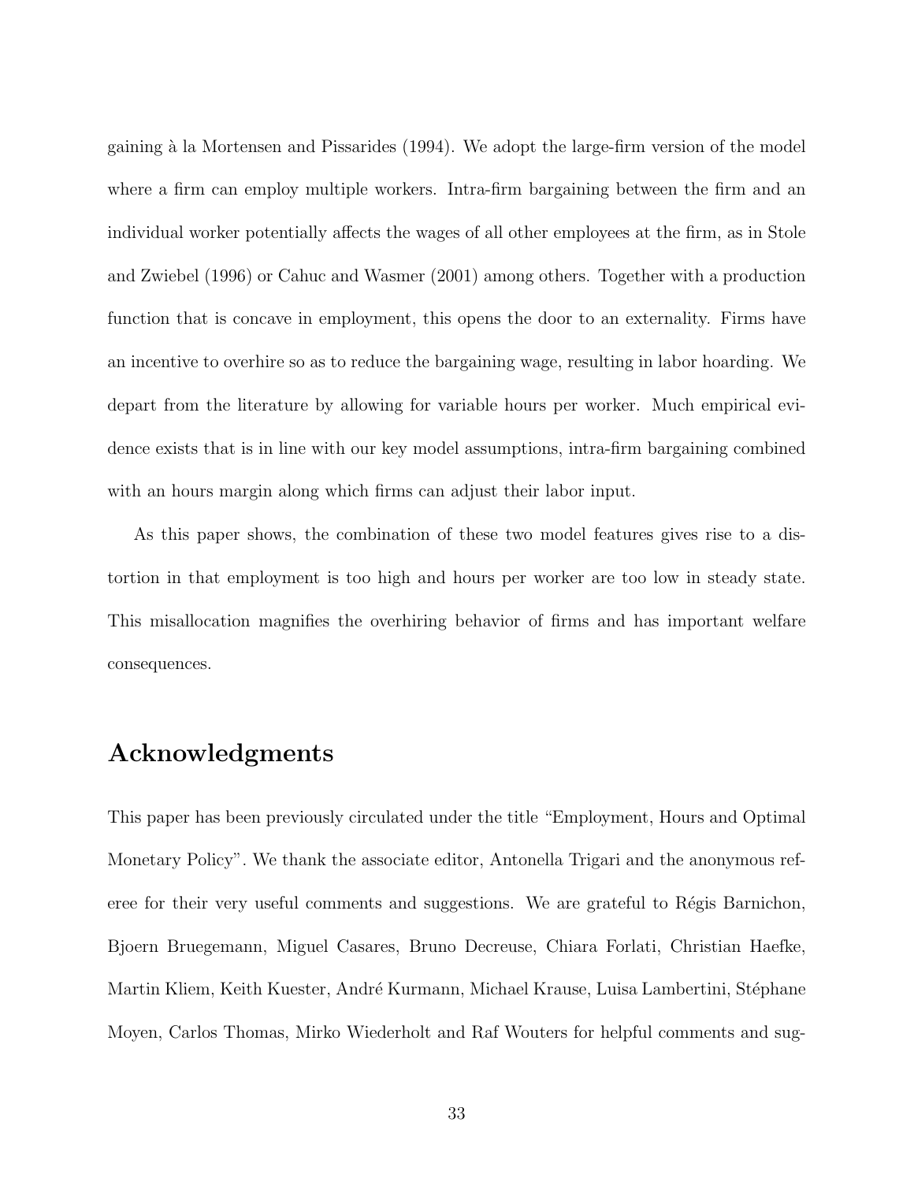gaining à la Mortensen and Pissarides (1994). We adopt the large-firm version of the model where a firm can employ multiple workers. Intra-firm bargaining between the firm and an individual worker potentially affects the wages of all other employees at the firm, as in Stole and Zwiebel (1996) or Cahuc and Wasmer (2001) among others. Together with a production function that is concave in employment, this opens the door to an externality. Firms have an incentive to overhire so as to reduce the bargaining wage, resulting in labor hoarding. We depart from the literature by allowing for variable hours per worker. Much empirical evidence exists that is in line with our key model assumptions, intra-firm bargaining combined with an hours margin along which firms can adjust their labor input.

As this paper shows, the combination of these two model features gives rise to a distortion in that employment is too high and hours per worker are too low in steady state. This misallocation magnifies the overhiring behavior of firms and has important welfare consequences.

## Acknowledgments

This paper has been previously circulated under the title "Employment, Hours and Optimal Monetary Policy". We thank the associate editor, Antonella Trigari and the anonymous referee for their very useful comments and suggestions. We are grateful to Régis Barnichon, Bjoern Bruegemann, Miguel Casares, Bruno Decreuse, Chiara Forlati, Christian Haefke, Martin Kliem, Keith Kuester, André Kurmann, Michael Krause, Luisa Lambertini, Stéphane Moyen, Carlos Thomas, Mirko Wiederholt and Raf Wouters for helpful comments and sug-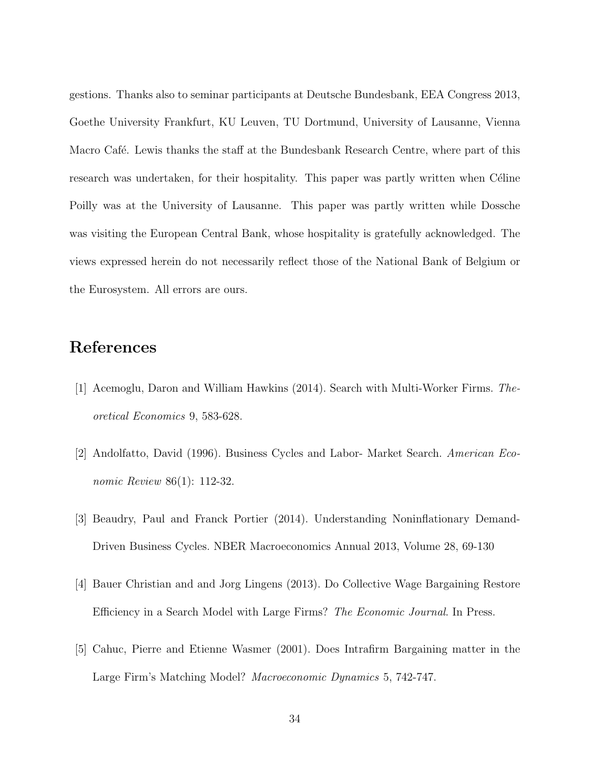gestions. Thanks also to seminar participants at Deutsche Bundesbank, EEA Congress 2013, Goethe University Frankfurt, KU Leuven, TU Dortmund, University of Lausanne, Vienna Macro Café. Lewis thanks the staff at the Bundesbank Research Centre, where part of this research was undertaken, for their hospitality. This paper was partly written when Céline Poilly was at the University of Lausanne. This paper was partly written while Dossche was visiting the European Central Bank, whose hospitality is gratefully acknowledged. The views expressed herein do not necessarily reflect those of the National Bank of Belgium or the Eurosystem. All errors are ours.

# References

[1] Acemoglu, Daron and William Hawkins (2014). Search with Multi-Worker Firms. *Theoretical Economics* 9, 583-628.

[2] Andolfatto, David (1996). Business Cycles and Labor- Market Search. *American Economic Review* 86(1): 112-32.

[3] Beaudry, Paul and Franck Portier (2014). Understanding Noninflationary Demand-Driven Business Cycles. NBER Macroeconomics Annual 2013, Volume 28, 69-130

[4] Bauer Christian and and Jorg Lingens (2013). Do Collective Wage Bargaining Restore Efficiency in a Search Model with Large Firms? *The Economic Journal*. In Press.

[5] Cahuc, Pierre and Etienne Wasmer (2001). Does Intrafirm Bargaining matter in the Large Firm's Matching Model? *Macroeconomic Dynamics* 5, 742-747.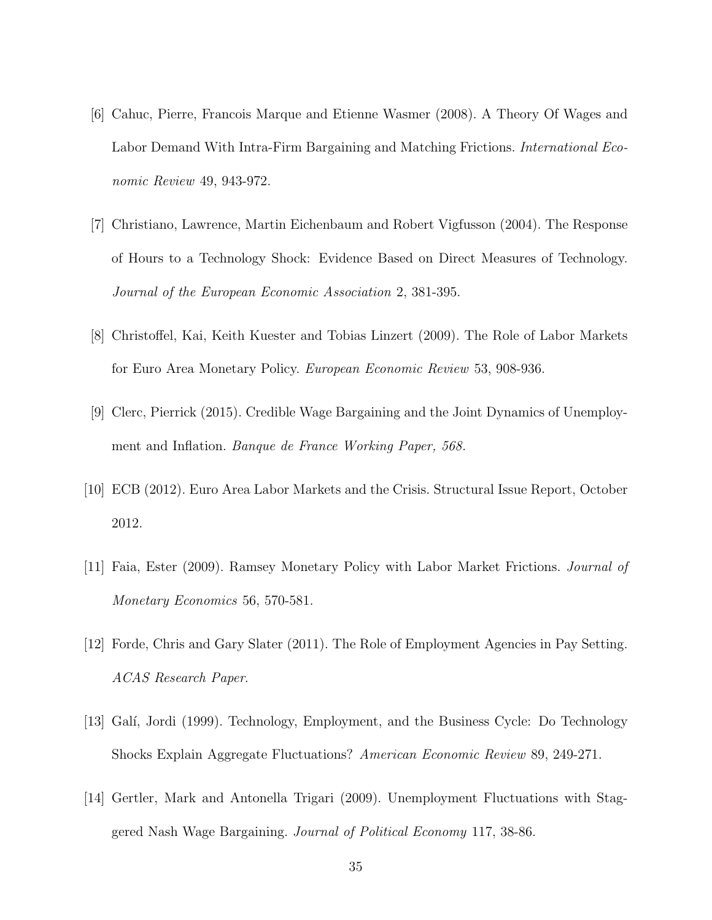[6] Cahuc, Pierre, Francois Marque and Etienne Wasmer (2008). A Theory Of Wages and Labor Demand With Intra-Firm Bargaining and Matching Frictions. *International Economic Review* 49, 943-972.

[7] Christiano, Lawrence, Martin Eichenbaum and Robert Vigfusson (2004). The Response of Hours to a Technology Shock: Evidence Based on Direct Measures of Technology. *Journal of the European Economic Association* 2, 381-395.

[8] Christoffel, Kai, Keith Kuester and Tobias Linzert (2009). The Role of Labor Markets for Euro Area Monetary Policy. *European Economic Review* 53, 908-936.

[9] Clerc, Pierrick (2015). Credible Wage Bargaining and the Joint Dynamics of Unemployment and Inflation. *Banque de France Working Paper, 568.*

[10] ECB (2012). Euro Area Labor Markets and the Crisis. Structural Issue Report, October 2012.

[11] Faia, Ester (2009). Ramsey Monetary Policy with Labor Market Frictions. *Journal of Monetary Economics* 56, 570-581.

[12] Forde, Chris and Gary Slater (2011). The Role of Employment Agencies in Pay Setting. *ACAS Research Paper.*

[13] Galí, Jordi (1999). Technology, Employment, and the Business Cycle: Do Technology Shocks Explain Aggregate Fluctuations? *American Economic Review* 89, 249-271.

[14] Gertler, Mark and Antonella Trigari (2009). Unemployment Fluctuations with Staggered Nash Wage Bargaining. *Journal of Political Economy* 117, 38-86.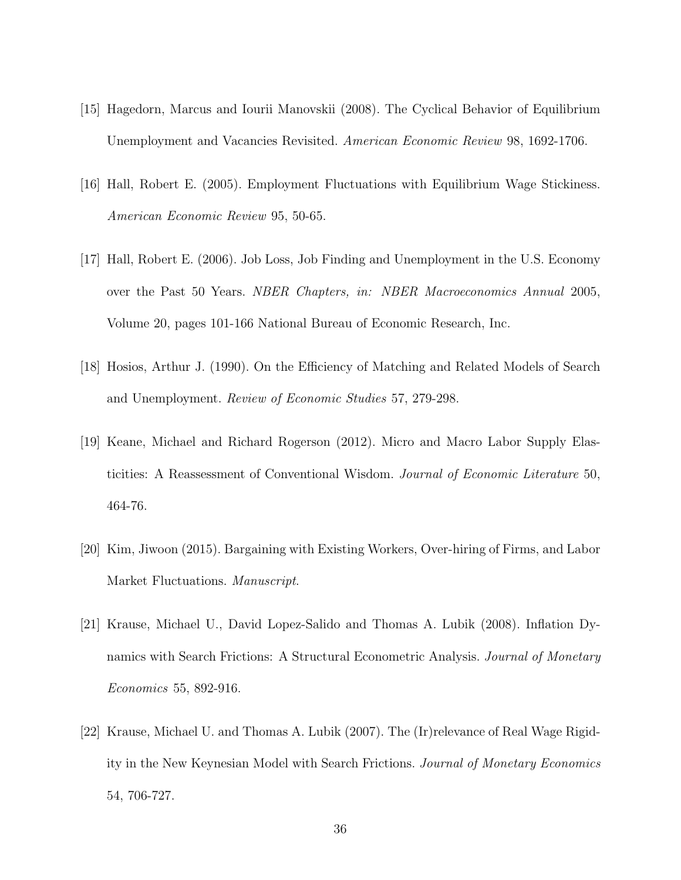[15] Hagedorn, Marcus and Iourii Manovskii (2008). The Cyclical Behavior of Equilibrium Unemployment and Vacancies Revisited. *American Economic Review* 98, 1692-1706.

[16] Hall, Robert E. (2005). Employment Fluctuations with Equilibrium Wage Stickiness. *American Economic Review* 95, 50-65.

[17] Hall, Robert E. (2006). Job Loss, Job Finding and Unemployment in the U.S. Economy over the Past 50 Years. *NBER Chapters, in: NBER Macroeconomics Annual* 2005, Volume 20, pages 101-166 National Bureau of Economic Research, Inc.

[18] Hosios, Arthur J. (1990). On the Efficiency of Matching and Related Models of Search and Unemployment. *Review of Economic Studies* 57, 279-298.

[19] Keane, Michael and Richard Rogerson (2012). Micro and Macro Labor Supply Elasticities: A Reassessment of Conventional Wisdom. *Journal of Economic Literature* 50, 464-76.

[20] Kim, Jiwoon (2015). Bargaining with Existing Workers, Over-hiring of Firms, and Labor Market Fluctuations. *Manuscript*.

[21] Krause, Michael U., David Lopez-Salido and Thomas A. Lubik (2008). Inflation Dynamics with Search Frictions: A Structural Econometric Analysis. *Journal of Monetary Economics* 55, 892-916.

[22] Krause, Michael U. and Thomas A. Lubik (2007). The (Ir)relevance of Real Wage Rigidity in the New Keynesian Model with Search Frictions. *Journal of Monetary Economics* 54, 706-727.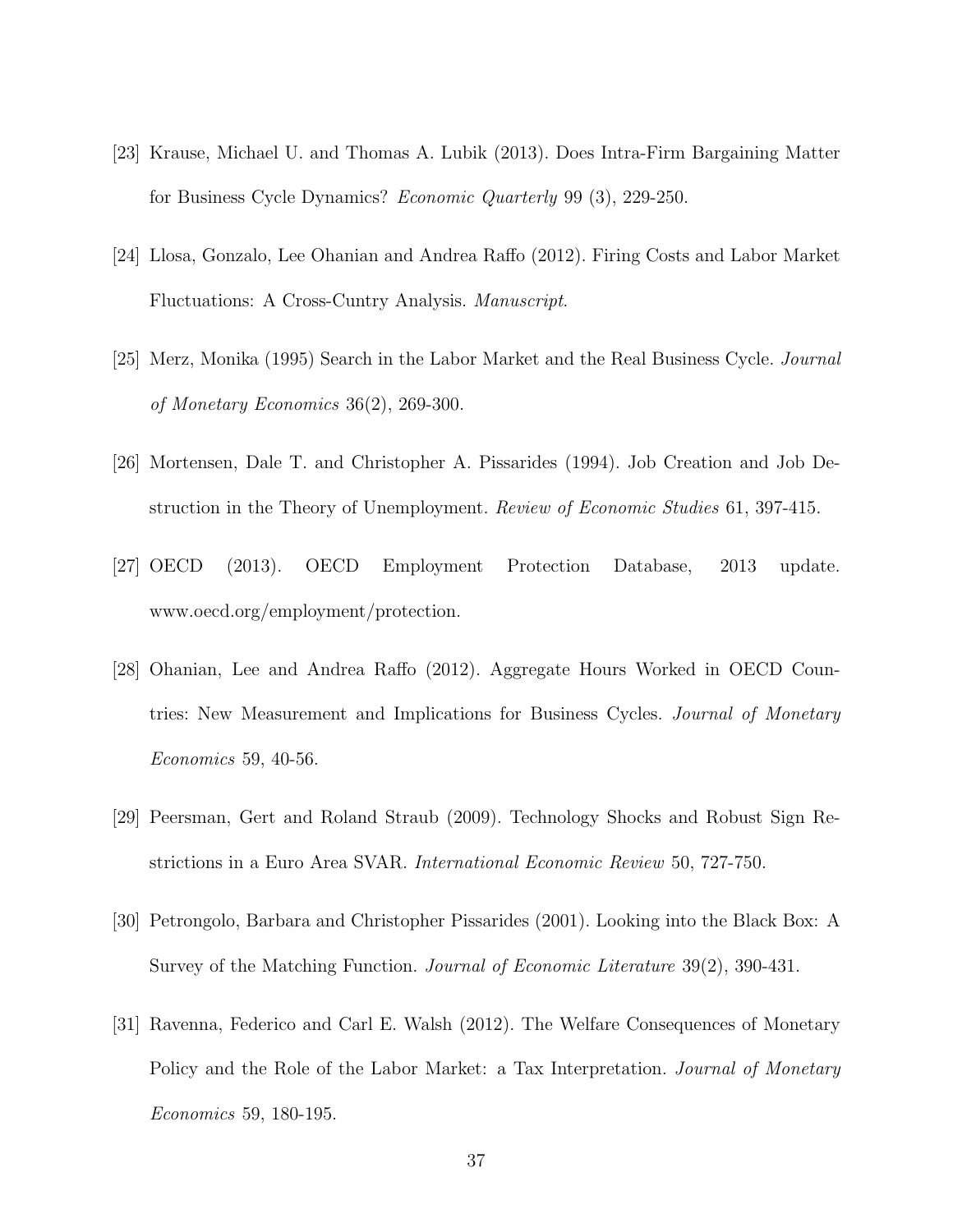[23] Krause, Michael U. and Thomas A. Lubik (2013). Does Intra-Firm Bargaining Matter for Business Cycle Dynamics? *Economic Quarterly* 99 (3), 229-250.

[24] Llosa, Gonzalo, Lee Ohanian and Andrea Raffo (2012). Firing Costs and Labor Market Fluctuations: A Cross-Cuntry Analysis. *Manuscript*.

[25] Merz, Monika (1995) Search in the Labor Market and the Real Business Cycle. *Journal of Monetary Economics* 36(2), 269-300.

[26] Mortensen, Dale T. and Christopher A. Pissarides (1994). Job Creation and Job Destruction in the Theory of Unemployment. *Review of Economic Studies* 61, 397-415.

[27] OECD (2013). OECD Employment Protection Database, 2013 update. www.oecd.org/employment/protection.

[28] Ohanian, Lee and Andrea Raffo (2012). Aggregate Hours Worked in OECD Countries: New Measurement and Implications for Business Cycles. *Journal of Monetary Economics* 59, 40-56.

[29] Peersman, Gert and Roland Straub (2009). Technology Shocks and Robust Sign Restrictions in a Euro Area SVAR. *International Economic Review* 50, 727-750.

[30] Petrongolo, Barbara and Christopher Pissarides (2001). Looking into the Black Box: A Survey of the Matching Function. *Journal of Economic Literature* 39(2), 390-431.

[31] Ravenna, Federico and Carl E. Walsh (2012). The Welfare Consequences of Monetary Policy and the Role of the Labor Market: a Tax Interpretation. *Journal of Monetary Economics* 59, 180-195.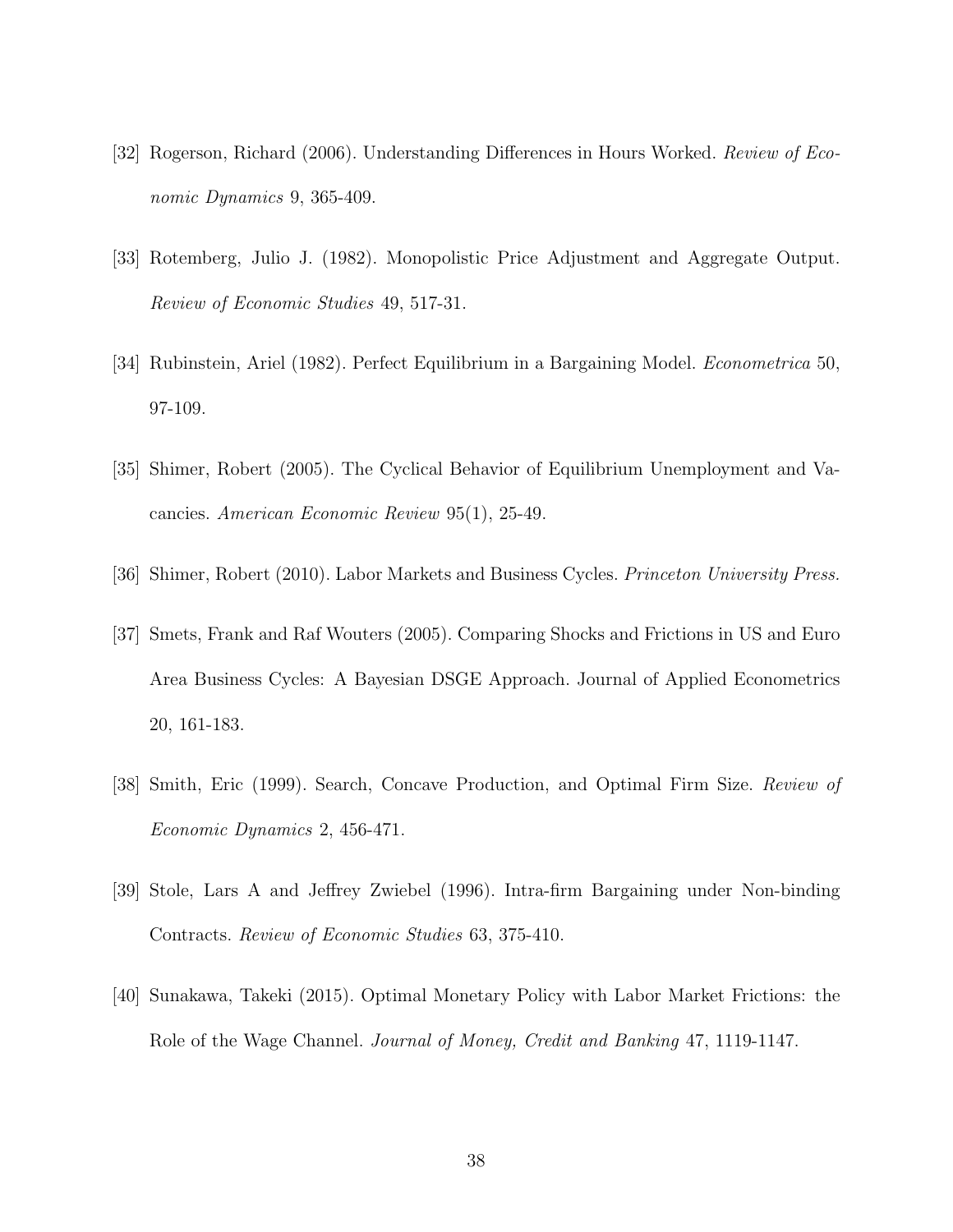[32] Rogerson, Richard (2006). Understanding Differences in Hours Worked. *Review of Economic Dynamics* 9, 365-409.

[33] Rotemberg, Julio J. (1982). Monopolistic Price Adjustment and Aggregate Output. *Review of Economic Studies* 49, 517-31.

[34] Rubinstein, Ariel (1982). Perfect Equilibrium in a Bargaining Model. *Econometrica* 50, 97-109.

[35] Shimer, Robert (2005). The Cyclical Behavior of Equilibrium Unemployment and Vacancies. *American Economic Review* 95(1), 25-49.

[36] Shimer, Robert (2010). Labor Markets and Business Cycles. *Princeton University Press.*

[37] Smets, Frank and Raf Wouters (2005). Comparing Shocks and Frictions in US and Euro Area Business Cycles: A Bayesian DSGE Approach. Journal of Applied Econometrics 20, 161-183.

[38] Smith, Eric (1999). Search, Concave Production, and Optimal Firm Size. *Review of Economic Dynamics* 2, 456-471.

[39] Stole, Lars A and Jeffrey Zwiebel (1996). Intra-firm Bargaining under Non-binding Contracts. *Review of Economic Studies* 63, 375-410.

[40] Sunakawa, Takeki (2015). Optimal Monetary Policy with Labor Market Frictions: the Role of the Wage Channel. *Journal of Money, Credit and Banking* 47, 1119-1147.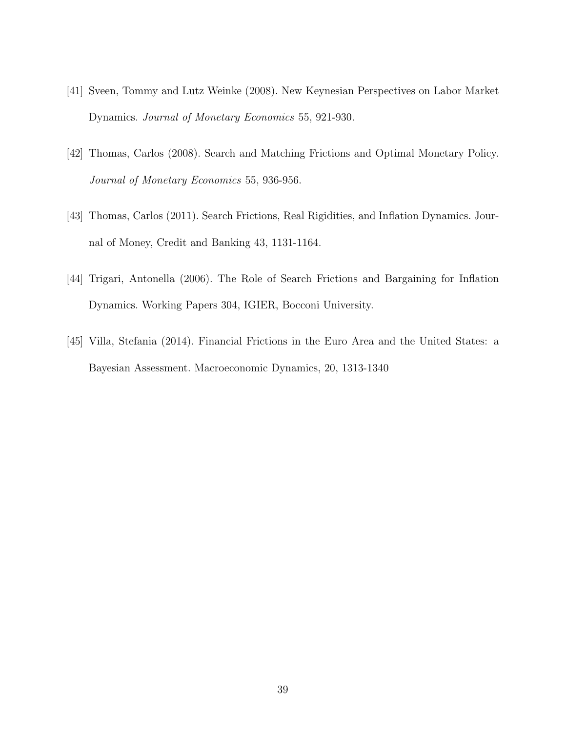[41] Sveen, Tommy and Lutz Weinke (2008). New Keynesian Perspectives on Labor Market Dynamics. *Journal of Monetary Economics* 55, 921-930.

[42] Thomas, Carlos (2008). Search and Matching Frictions and Optimal Monetary Policy. *Journal of Monetary Economics* 55, 936-956.

[43] Thomas, Carlos (2011). Search Frictions, Real Rigidities, and Inflation Dynamics. Journal of Money, Credit and Banking 43, 1131-1164.

[44] Trigari, Antonella (2006). The Role of Search Frictions and Bargaining for Inflation Dynamics. Working Papers 304, IGIER, Bocconi University.

[45] Villa, Stefania (2014). Financial Frictions in the Euro Area and the United States: a Bayesian Assessment. Macroeconomic Dynamics, 20, 1313-1340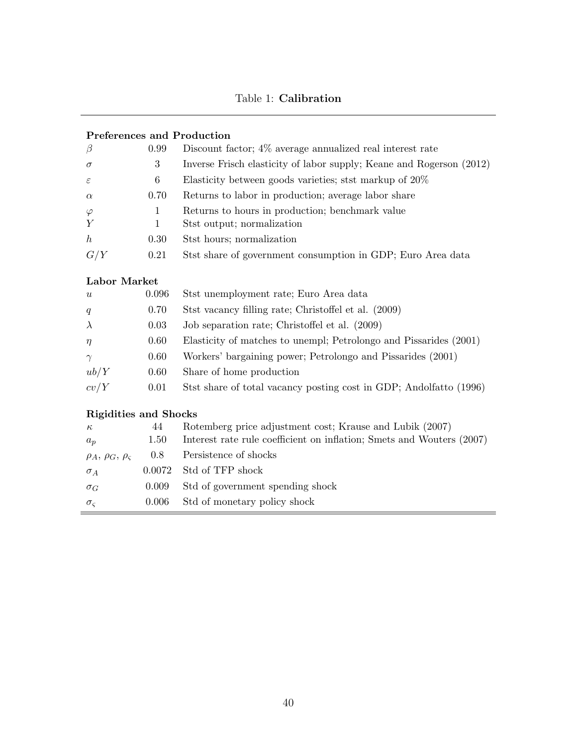Table 1: **Calibration**

| | | |
|---|---|---|
| **Preferences and Production** | | |
| $\beta$ | 0.99 | Discount factor; 4% average annualized real interest rate |
| $\sigma$ | 3 | Inverse Frisch elasticity of labor supply; Keane and Rogerson (2012) |
| $\varepsilon$ | 6 | Elasticity between goods varieties; stst markup of 20% |
| $\alpha$ | 0.70 | Returns to labor in production; average labor share |
| $\varphi$ | 1 | Returns to hours in production; benchmark value |
| $Y$ | 1 | Stst output; normalization |
| $h$ | 0.30 | Stst hours; normalization |
| $G/Y$ | 0.21 | Stst share of government consumption in GDP; Euro Area data |
| **Labor Market** | | |
| $u$ | 0.096 | Stst unemployment rate; Euro Area data |
| $q$ | 0.70 | Stst vacancy filling rate; Christoffel et al. (2009) |
| $\lambda$ | 0.03 | Job separation rate; Christoffel et al. (2009) |
| $\eta$ | 0.60 | Elasticity of matches to unempl; Petrolongo and Pissarides (2001) |
| $\gamma$ | 0.60 | Workers' bargaining power; Petrolongo and Pissarides (2001) |
| $ub/Y$ | 0.60 | Share of home production |
| $cv/Y$ | 0.01 | Stst share of total vacancy posting cost in GDP; Andolfatto (1996) |
| **Rigidities and Shocks** | | |
| $\kappa$ | 44 | Rotemberg price adjustment cost; Krause and Lubik (2007) |
| $a_p$ | 1.50 | Interest rate rule coefficient on inflation; Smets and Wouters (2007) |
| $\rho_A$, $\rho_G$, $\rho_\varsigma$ | 0.8 | Persistence of shocks |
| $\sigma_A$ | 0.0072 | Std of TFP shock |
| $\sigma_G$ | 0.009 | Std of government spending shock |
| $\sigma_\varsigma$ | 0.006 | Std of monetary policy shock |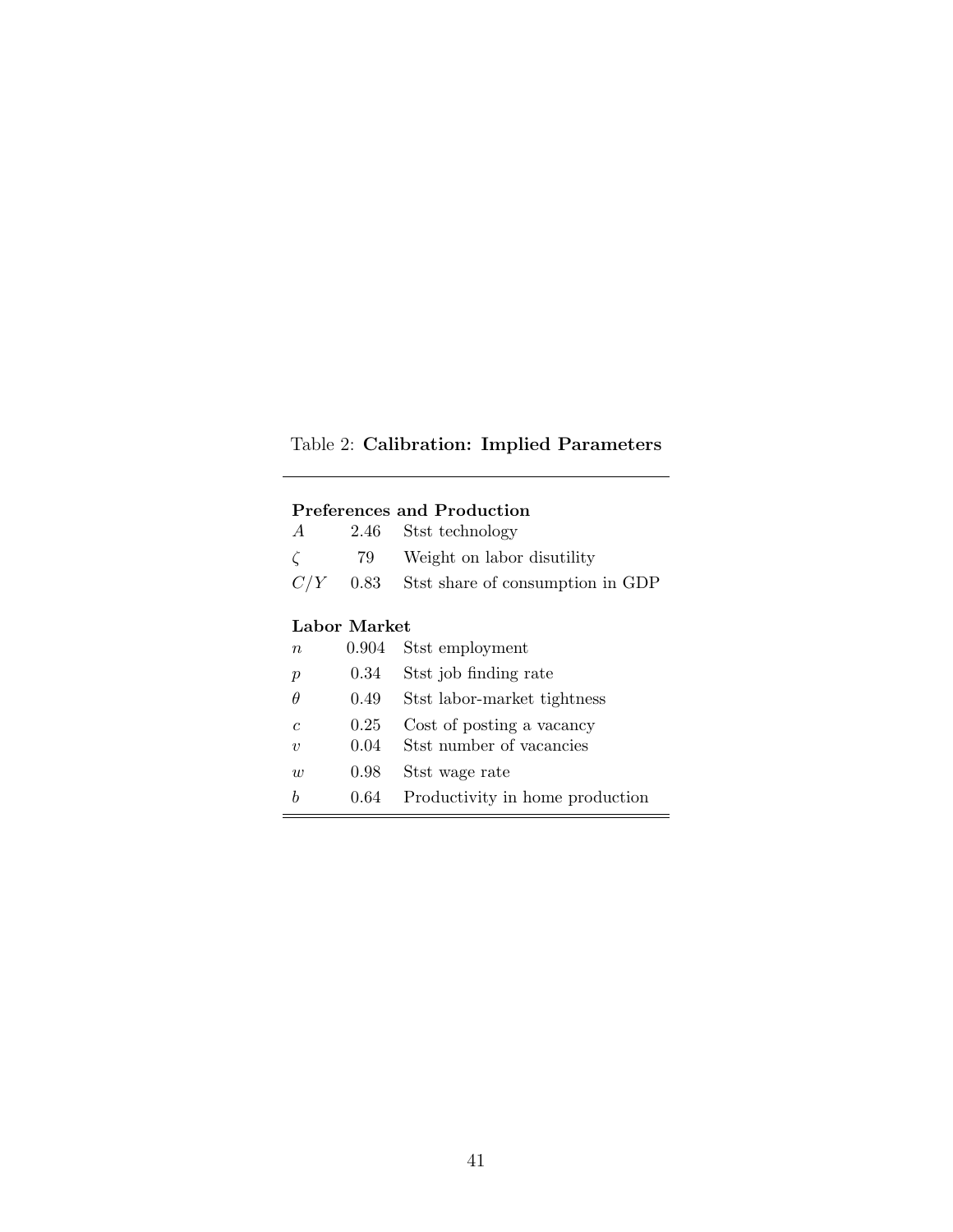Table 2: **Calibration: Implied Parameters**

| | | |
|---|---|---|
| **Preferences and Production** | | |
| $A$ | 2.46 | Stst technology |
| $\zeta$ | 79 | Weight on labor disutility |
| $C/Y$ | 0.83 | Stst share of consumption in GDP |
| **Labor Market** | | |
| $n$ | 0.904 | Stst employment |
| $p$ | 0.34 | Stst job finding rate |
| $\theta$ | 0.49 | Stst labor-market tightness |
| $c$ | 0.25 | Cost of posting a vacancy |
| $v$ | 0.04 | Stst number of vacancies |
| $w$ | 0.98 | Stst wage rate |
| $b$ | 0.64 | Productivity in home production |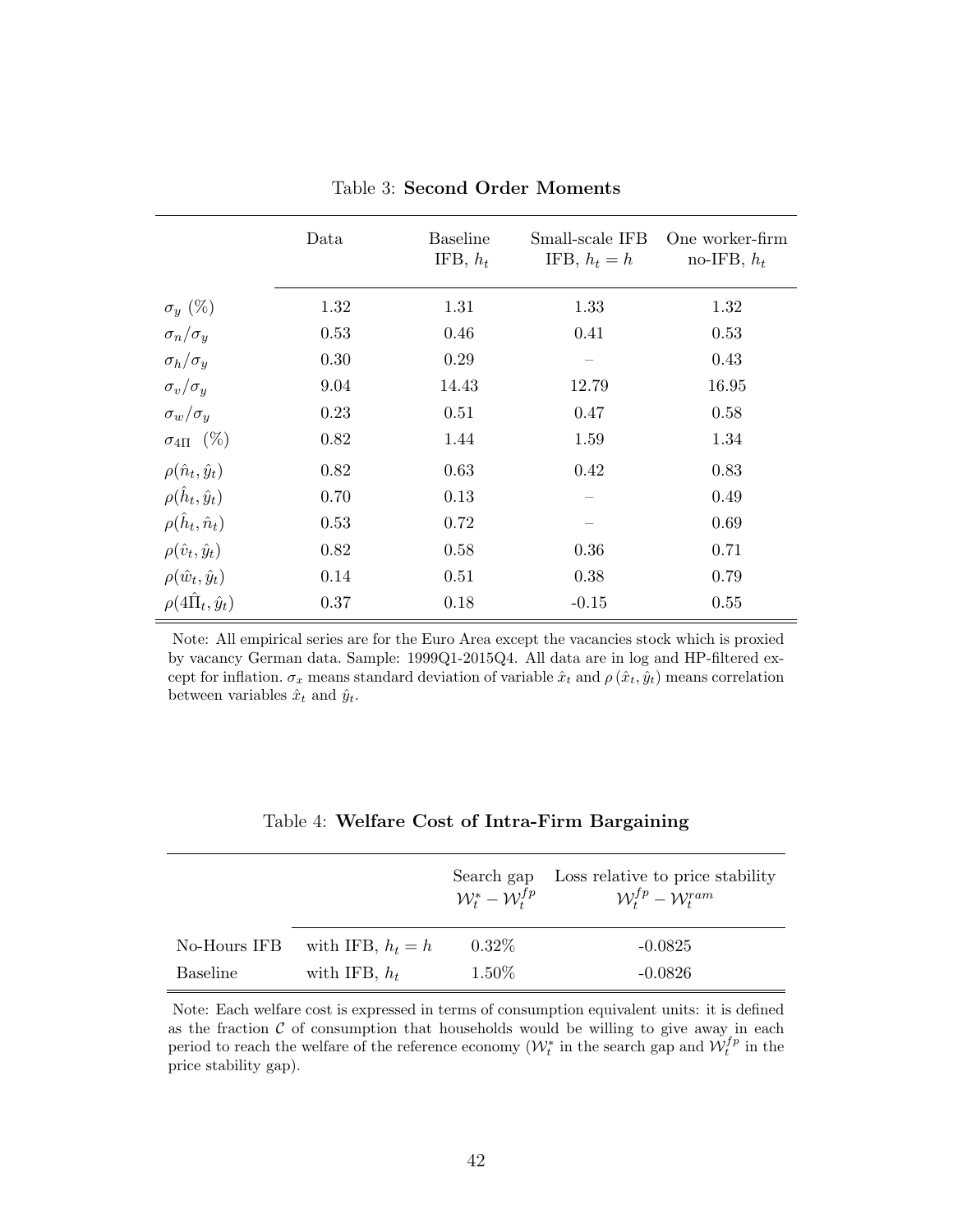Table 3: **Second Order Moments**

| | Data | Baseline IFB, $h_t$ | Small-scale IFB IFB, $h_t = h$ | One worker-firm no-IFB, $h_t$ |
|---|---|---|---|---|
| $\sigma_y$ (%) | 1.32 | 1.31 | 1.33 | 1.32 |
| $\sigma_n/\sigma_y$ | 0.53 | 0.46 | 0.41 | 0.53 |
| $\sigma_h/\sigma_y$ | 0.30 | 0.29 | – | 0.43 |
| $\sigma_v/\sigma_y$ | 9.04 | 14.43 | 12.79 | 16.95 |
| $\sigma_w/\sigma_y$ | 0.23 | 0.51 | 0.47 | 0.58 |
| $\sigma_{4\Pi}$ (%) | 0.82 | 1.44 | 1.59 | 1.34 |
| $\rho(\hat{n}_t, \hat{y}_t)$ | 0.82 | 0.63 | 0.42 | 0.83 |
| $\rho(\hat{h}_t, \hat{y}_t)$ | 0.70 | 0.13 | – | 0.49 |
| $\rho(\hat{h}_t, \hat{n}_t)$ | 0.53 | 0.72 | – | 0.69 |
| $\rho(\hat{v}_t, \hat{y}_t)$ | 0.82 | 0.58 | 0.36 | 0.71 |
| $\rho(\hat{w}_t, \hat{y}_t)$ | 0.14 | 0.51 | 0.38 | 0.79 |
| $\rho(4\hat{\Pi}_t, \hat{y}_t)$ | 0.37 | 0.18 | -0.15 | 0.55 |

Note: All empirical series are for the Euro Area except the vacancies stock which is proxied by vacancy German data. Sample: 1999Q1-2015Q4. All data are in log and HP-filtered except for inflation. $\sigma_x$ means standard deviation of variable $\hat{x}_t$ and $\rho(\hat{x}_t, \hat{y}_t)$ means correlation between variables $\hat{x}_t$ and $\hat{y}_t$.

Table 4: **Welfare Cost of Intra-Firm Bargaining**

| | | Search gap $\mathcal{W}_t^* - \mathcal{W}_t^{fp}$ | Loss relative to price stability $\mathcal{W}_t^{fp} - \mathcal{W}_t^{ram}$ |
|---|---|---|---|
| No-Hours IFB | with IFB, $h_t = h$ | 0.32% | -0.0825 |
| Baseline | with IFB, $h_t$ | 1.50% | -0.0826 |

Note: Each welfare cost is expressed in terms of consumption equivalent units: it is defined as the fraction $\mathcal{C}$ of consumption that households would be willing to give away in each period to reach the welfare of the reference economy ($\mathcal{W}_t^*$ in the search gap and $\mathcal{W}_t^{fp}$ in the price stability gap).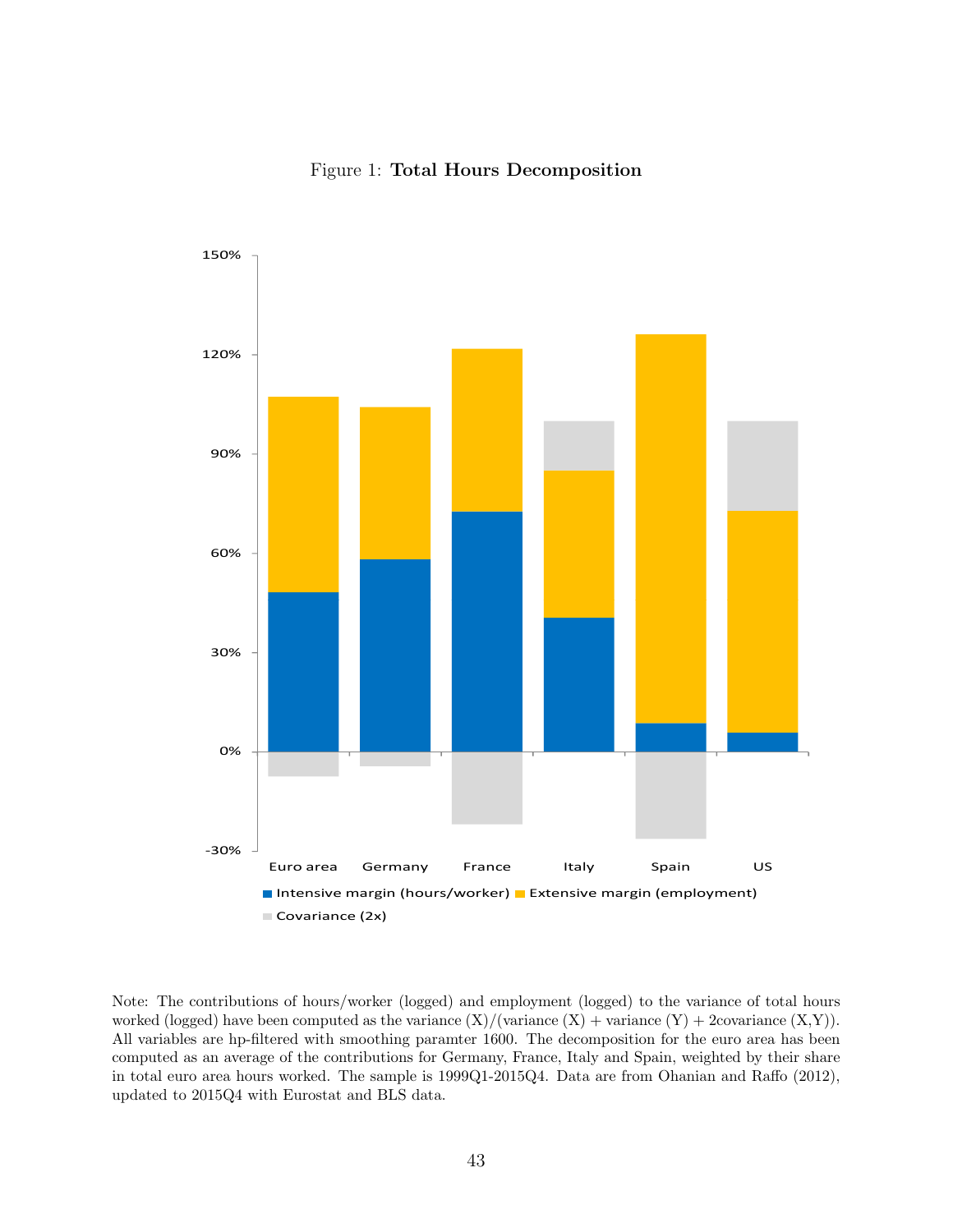Figure 1: **Total Hours Decomposition**

Note: The contributions of hours/worker (logged) and employment (logged) to the variance of total hours worked (logged) have been computed as the variance (X)/(variance (X) + variance (Y) + 2covariance (X,Y)). All variables are hp-filtered with smoothing paramter 1600. The decomposition for the euro area has been computed as an average of the contributions for Germany, France, Italy and Spain, weighted by their share in total euro area hours worked. The sample is 1999Q1-2015Q4. Data are from Ohanian and Raffo (2012), updated to 2015Q4 with Eurostat and BLS data.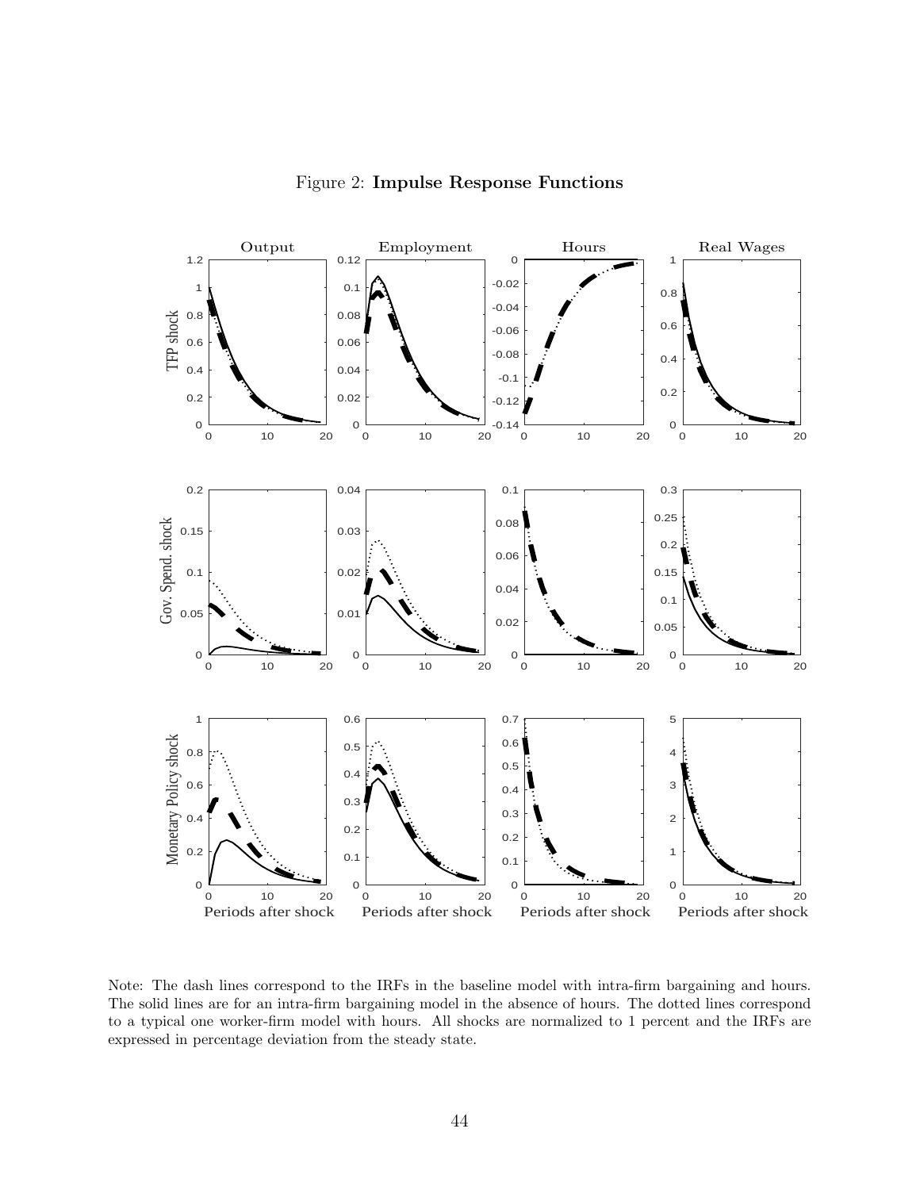Figure 2: **Impulse Response Functions**

Note: The dash lines correspond to the IRFs in the baseline model with intra-firm bargaining and hours. The solid lines are for an intra-firm bargaining model in the absence of hours. The dotted lines correspond to a typical one worker-firm model with hours. All shocks are normalized to 1 percent and the IRFs are expressed in percentage deviation from the steady state.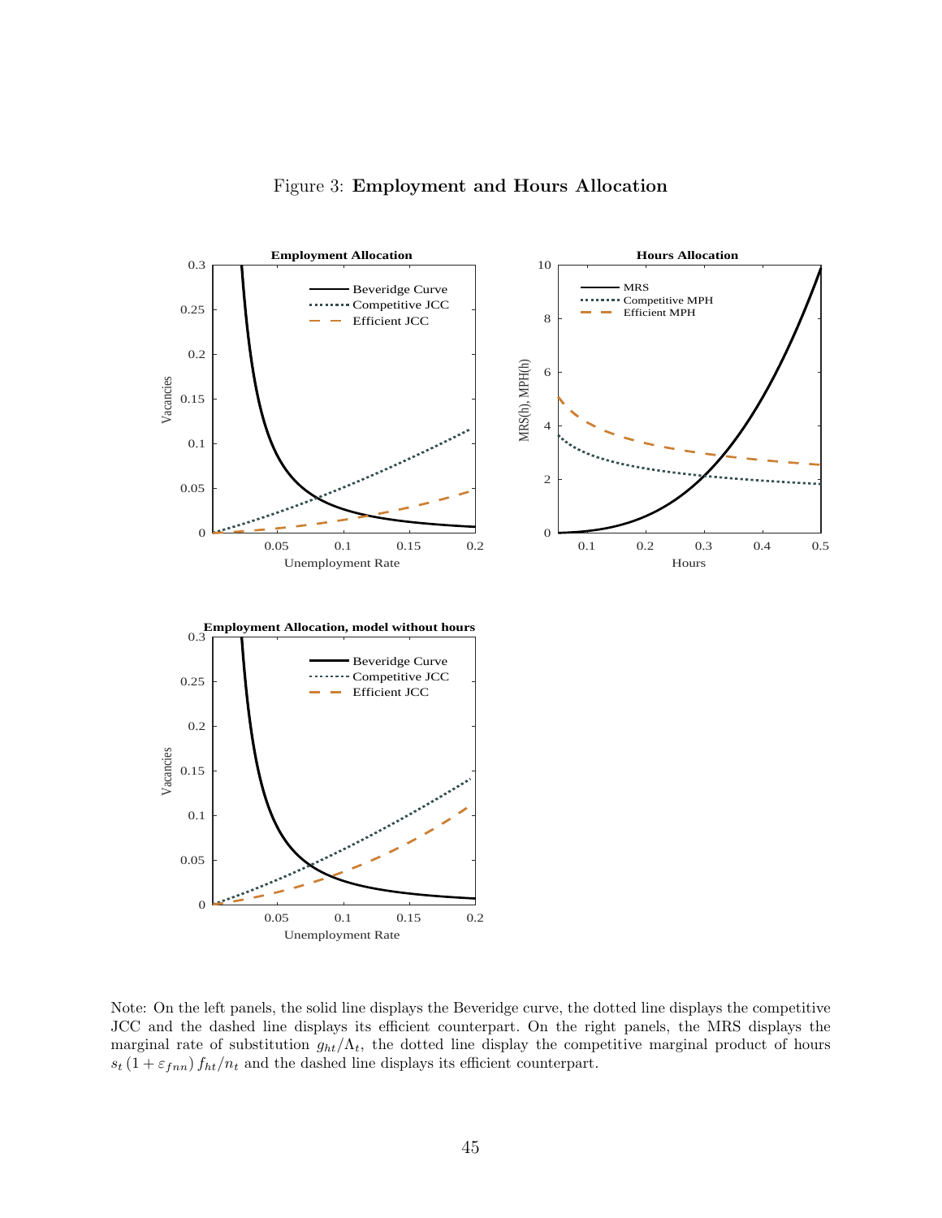Figure 3: **Employment and Hours Allocation**

Note: On the left panels, the solid line displays the Beveridge curve, the dotted line displays the competitive JCC and the dashed line displays its efficient counterpart. On the right panels, the MRS displays the marginal rate of substitution $g_{ht}/\Lambda_t$, the dotted line display the competitive marginal product of hours $s_t\,(1+\varepsilon_{fnn})\,f_{ht}/n_t$ and the dashed line displays its efficient counterpart.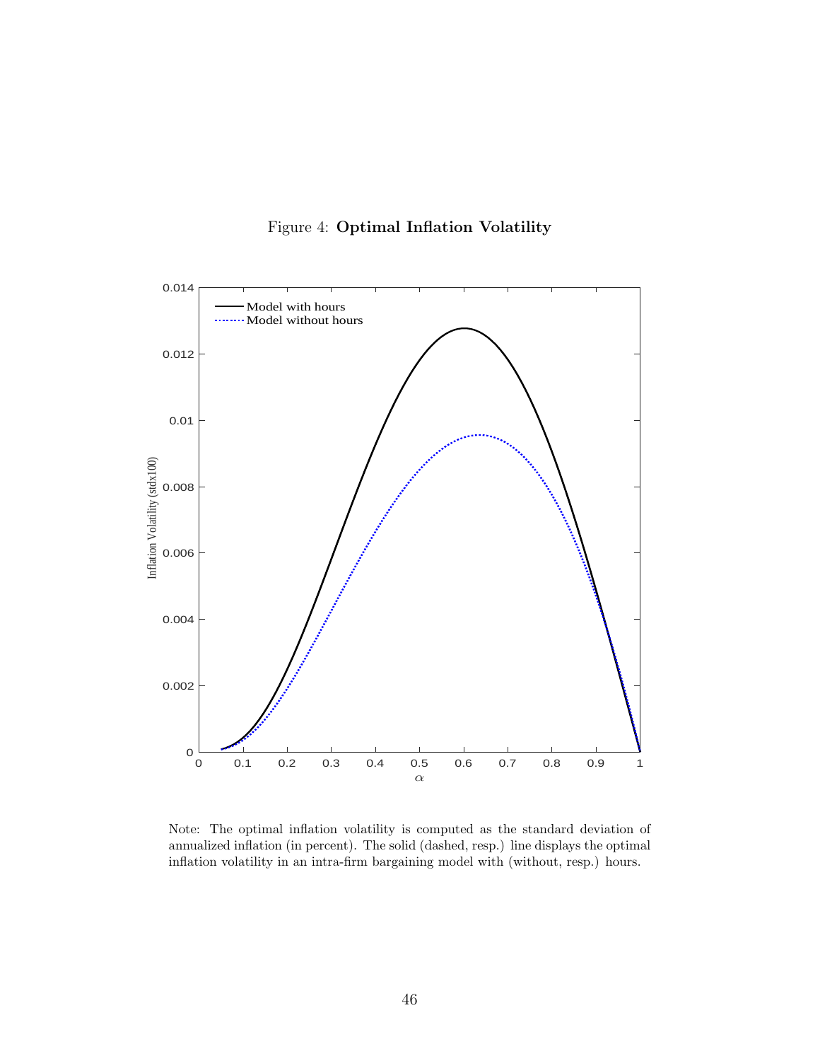Figure 4: **Optimal Inflation Volatility**

Model with hours
Model without hours

Inflation Volatility (stdx100)

0.014
0.012
0.01
0.008
0.006
0.004
0.002
0

0 0.1 0.2 0.3 0.4 0.5 0.6 0.7 0.8 0.9 1

$\alpha$

Note: The optimal inflation volatility is computed as the standard deviation of annualized inflation (in percent). The solid (dashed, resp.) line displays the optimal inflation volatility in an intra-firm bargaining model with (without, resp.) hours.